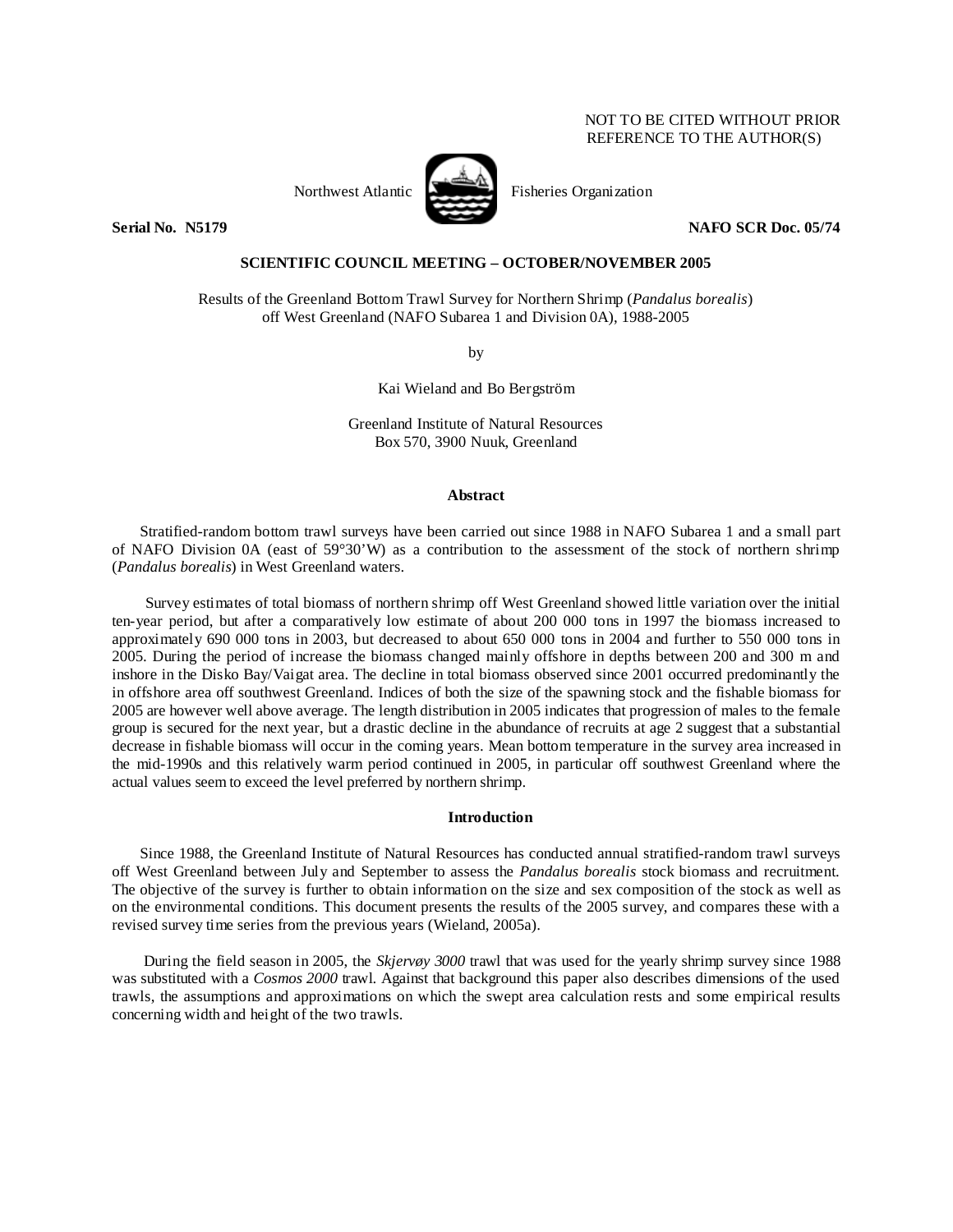NOT TO BE CITED WITHOUT PRIOR REFERENCE TO THE AUTHOR(S)

Northwest Atlantic Fisheries Organization

**Serial No. N5179** **NAFO SCR Doc. 05/74**

**SCIENTIFIC COUNCIL MEETING – OCTOBER/NOVEMBER 2005**

Results of the Greenland Bottom Trawl Survey for Northern Shrimp (*Pandalus borealis*) off West Greenland (NAFO Subarea 1 and Division 0A), 1988-2005

by

Kai Wieland and Bo Bergström

Greenland Institute of Natural Resources
Box 570, 3900 Nuuk, Greenland

## Abstract

Stratified-random bottom trawl surveys have been carried out since 1988 in NAFO Subarea 1 and a small part of NAFO Division 0A (east of 59°30'W) as a contribution to the assessment of the stock of northern shrimp (*Pandalus borealis*) in West Greenland waters.

Survey estimates of total biomass of northern shrimp off West Greenland showed little variation over the initial ten-year period, but after a comparatively low estimate of about 200 000 tons in 1997 the biomass increased to approximately 690 000 tons in 2003, but decreased to about 650 000 tons in 2004 and further to 550 000 tons in 2005. During the period of increase the biomass changed mainly offshore in depths between 200 and 300 m and inshore in the Disko Bay/Vaigat area. The decline in total biomass observed since 2001 occurred predominantly the in offshore area off southwest Greenland. Indices of both the size of the spawning stock and the fishable biomass for 2005 are however well above average. The length distribution in 2005 indicates that progression of males to the female group is secured for the next year, but a drastic decline in the abundance of recruits at age 2 suggest that a substantial decrease in fishable biomass will occur in the coming years. Mean bottom temperature in the survey area increased in the mid-1990s and this relatively warm period continued in 2005, in particular off southwest Greenland where the actual values seem to exceed the level preferred by northern shrimp.

## Introduction

Since 1988, the Greenland Institute of Natural Resources has conducted annual stratified-random trawl surveys off West Greenland between July and September to assess the *Pandalus borealis* stock biomass and recruitment. The objective of the survey is further to obtain information on the size and sex composition of the stock as well as on the environmental conditions. This document presents the results of the 2005 survey, and compares these with a revised survey time series from the previous years (Wieland, 2005a).

During the field season in 2005, the *Skjervøy 3000* trawl that was used for the yearly shrimp survey since 1988 was substituted with a *Cosmos 2000* trawl. Against that background this paper also describes dimensions of the used trawls, the assumptions and approximations on which the swept area calculation rests and some empirical results concerning width and height of the two trawls.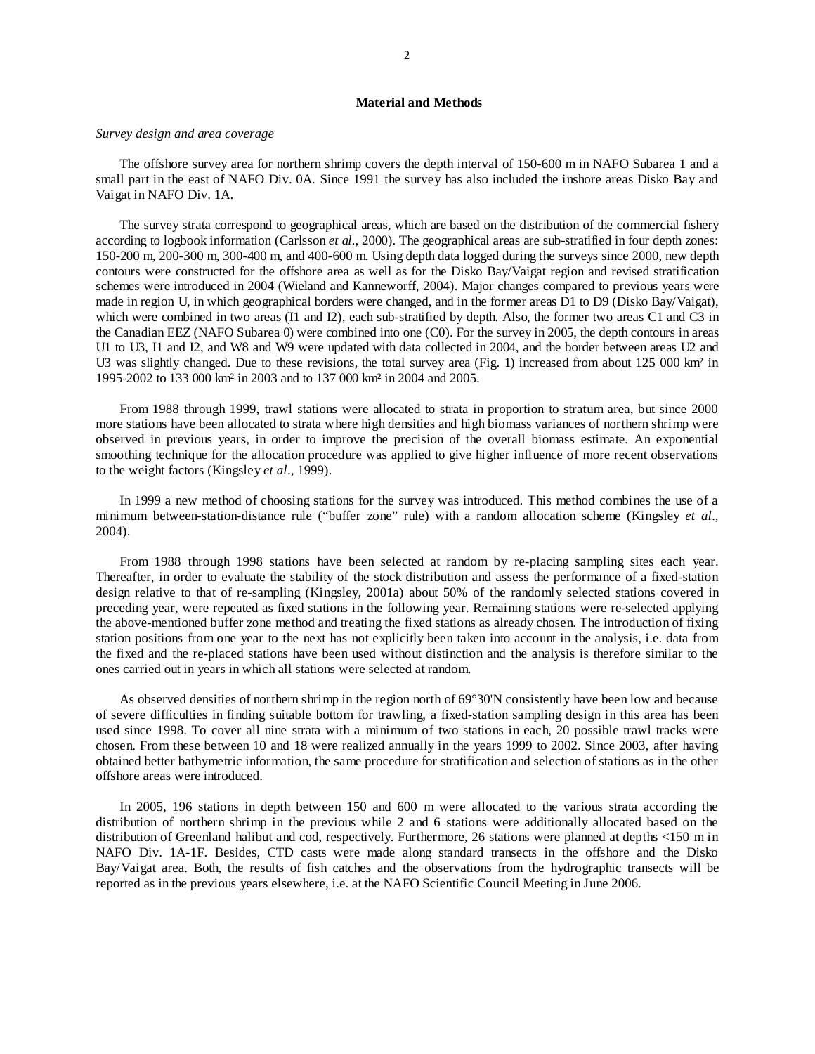## Material and Methods

*Survey design and area coverage*

The offshore survey area for northern shrimp covers the depth interval of 150-600 m in NAFO Subarea 1 and a small part in the east of NAFO Div. 0A. Since 1991 the survey has also included the inshore areas Disko Bay and Vaigat in NAFO Div. 1A.

The survey strata correspond to geographical areas, which are based on the distribution of the commercial fishery according to logbook information (Carlsson *et al*., 2000). The geographical areas are sub-stratified in four depth zones: 150-200 m, 200-300 m, 300-400 m, and 400-600 m. Using depth data logged during the surveys since 2000, new depth contours were constructed for the offshore area as well as for the Disko Bay/Vaigat region and revised stratification schemes were introduced in 2004 (Wieland and Kanneworff, 2004). Major changes compared to previous years were made in region U, in which geographical borders were changed, and in the former areas D1 to D9 (Disko Bay/Vaigat), which were combined in two areas (I1 and I2), each sub-stratified by depth. Also, the former two areas C1 and C3 in the Canadian EEZ (NAFO Subarea 0) were combined into one (C0). For the survey in 2005, the depth contours in areas U1 to U3, I1 and I2, and W8 and W9 were updated with data collected in 2004, and the border between areas U2 and U3 was slightly changed. Due to these revisions, the total survey area (Fig. 1) increased from about 125 000 km² in 1995-2002 to 133 000 km² in 2003 and to 137 000 km² in 2004 and 2005.

From 1988 through 1999, trawl stations were allocated to strata in proportion to stratum area, but since 2000 more stations have been allocated to strata where high densities and high biomass variances of northern shrimp were observed in previous years, in order to improve the precision of the overall biomass estimate. An exponential smoothing technique for the allocation procedure was applied to give higher influence of more recent observations to the weight factors (Kingsley *et al*., 1999).

In 1999 a new method of choosing stations for the survey was introduced. This method combines the use of a minimum between-station-distance rule ("buffer zone" rule) with a random allocation scheme (Kingsley *et al*., 2004).

From 1988 through 1998 stations have been selected at random by re-placing sampling sites each year. Thereafter, in order to evaluate the stability of the stock distribution and assess the performance of a fixed-station design relative to that of re-sampling (Kingsley, 2001a) about 50% of the randomly selected stations covered in preceding year, were repeated as fixed stations in the following year. Remaining stations were re-selected applying the above-mentioned buffer zone method and treating the fixed stations as already chosen. The introduction of fixing station positions from one year to the next has not explicitly been taken into account in the analysis, i.e. data from the fixed and the re-placed stations have been used without distinction and the analysis is therefore similar to the ones carried out in years in which all stations were selected at random.

As observed densities of northern shrimp in the region north of 69°30'N consistently have been low and because of severe difficulties in finding suitable bottom for trawling, a fixed-station sampling design in this area has been used since 1998. To cover all nine strata with a minimum of two stations in each, 20 possible trawl tracks were chosen. From these between 10 and 18 were realized annually in the years 1999 to 2002. Since 2003, after having obtained better bathymetric information, the same procedure for stratification and selection of stations as in the other offshore areas were introduced.

In 2005, 196 stations in depth between 150 and 600 m were allocated to the various strata according the distribution of northern shrimp in the previous while 2 and 6 stations were additionally allocated based on the distribution of Greenland halibut and cod, respectively. Furthermore, 26 stations were planned at depths <150 m in NAFO Div. 1A-1F. Besides, CTD casts were made along standard transects in the offshore and the Disko Bay/Vaigat area. Both, the results of fish catches and the observations from the hydrographic transects will be reported as in the previous years elsewhere, i.e. at the NAFO Scientific Council Meeting in June 2006.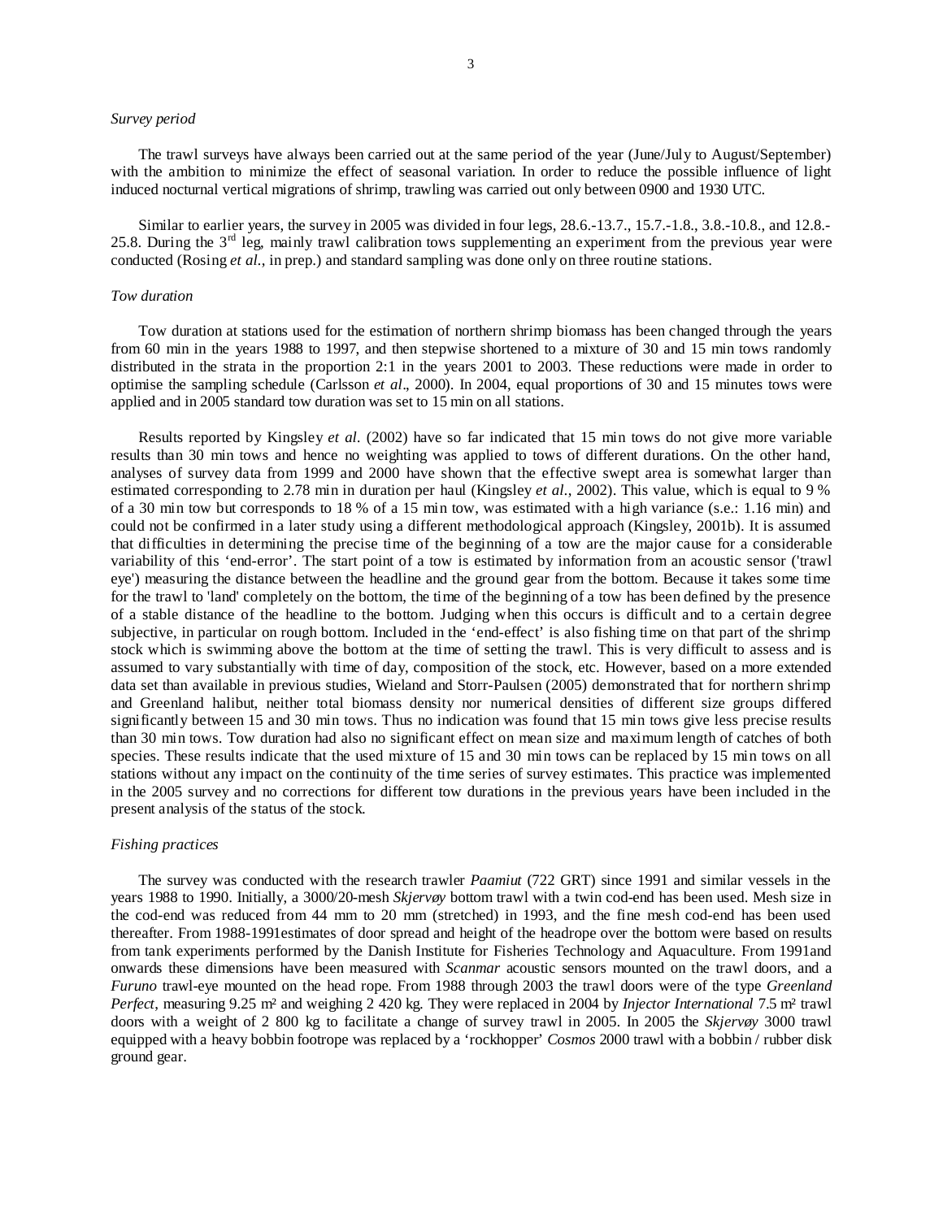*Survey period*

The trawl surveys have always been carried out at the same period of the year (June/July to August/September) with the ambition to minimize the effect of seasonal variation. In order to reduce the possible influence of light induced nocturnal vertical migrations of shrimp, trawling was carried out only between 0900 and 1930 UTC.

Similar to earlier years, the survey in 2005 was divided in four legs, 28.6.-13.7., 15.7.-1.8., 3.8.-10.8., and 12.8.-25.8. During the 3rd leg, mainly trawl calibration tows supplementing an experiment from the previous year were conducted (Rosing *et al.*, in prep.) and standard sampling was done only on three routine stations.

*Tow duration*

Tow duration at stations used for the estimation of northern shrimp biomass has been changed through the years from 60 min in the years 1988 to 1997, and then stepwise shortened to a mixture of 30 and 15 min tows randomly distributed in the strata in the proportion 2:1 in the years 2001 to 2003. These reductions were made in order to optimise the sampling schedule (Carlsson *et al*., 2000). In 2004, equal proportions of 30 and 15 minutes tows were applied and in 2005 standard tow duration was set to 15 min on all stations.

Results reported by Kingsley *et al.* (2002) have so far indicated that 15 min tows do not give more variable results than 30 min tows and hence no weighting was applied to tows of different durations. On the other hand, analyses of survey data from 1999 and 2000 have shown that the effective swept area is somewhat larger than estimated corresponding to 2.78 min in duration per haul (Kingsley *et al.*, 2002). This value, which is equal to 9 % of a 30 min tow but corresponds to 18 % of a 15 min tow, was estimated with a high variance (s.e.: 1.16 min) and could not be confirmed in a later study using a different methodological approach (Kingsley, 2001b). It is assumed that difficulties in determining the precise time of the beginning of a tow are the major cause for a considerable variability of this 'end-error'. The start point of a tow is estimated by information from an acoustic sensor ('trawl eye') measuring the distance between the headline and the ground gear from the bottom. Because it takes some time for the trawl to 'land' completely on the bottom, the time of the beginning of a tow has been defined by the presence of a stable distance of the headline to the bottom. Judging when this occurs is difficult and to a certain degree subjective, in particular on rough bottom. Included in the 'end-effect' is also fishing time on that part of the shrimp stock which is swimming above the bottom at the time of setting the trawl. This is very difficult to assess and is assumed to vary substantially with time of day, composition of the stock, etc. However, based on a more extended data set than available in previous studies, Wieland and Storr-Paulsen (2005) demonstrated that for northern shrimp and Greenland halibut, neither total biomass density nor numerical densities of different size groups differed significantly between 15 and 30 min tows. Thus no indication was found that 15 min tows give less precise results than 30 min tows. Tow duration had also no significant effect on mean size and maximum length of catches of both species. These results indicate that the used mixture of 15 and 30 min tows can be replaced by 15 min tows on all stations without any impact on the continuity of the time series of survey estimates. This practice was implemented in the 2005 survey and no corrections for different tow durations in the previous years have been included in the present analysis of the status of the stock.

*Fishing practices*

The survey was conducted with the research trawler *Paamiut* (722 GRT) since 1991 and similar vessels in the years 1988 to 1990. Initially, a 3000/20-mesh *Skjervøy* bottom trawl with a twin cod-end has been used. Mesh size in the cod-end was reduced from 44 mm to 20 mm (stretched) in 1993, and the fine mesh cod-end has been used thereafter. From 1988-1991estimates of door spread and height of the headrope over the bottom were based on results from tank experiments performed by the Danish Institute for Fisheries Technology and Aquaculture. From 1991and onwards these dimensions have been measured with *Scanmar* acoustic sensors mounted on the trawl doors, and a *Furuno* trawl-eye mounted on the head rope. From 1988 through 2003 the trawl doors were of the type *Greenland Perfect*, measuring 9.25 m² and weighing 2 420 kg. They were replaced in 2004 by *Injector International* 7.5 m² trawl doors with a weight of 2 800 kg to facilitate a change of survey trawl in 2005. In 2005 the *Skjervøy* 3000 trawl equipped with a heavy bobbin footrope was replaced by a 'rockhopper' *Cosmos* 2000 trawl with a bobbin / rubber disk ground gear.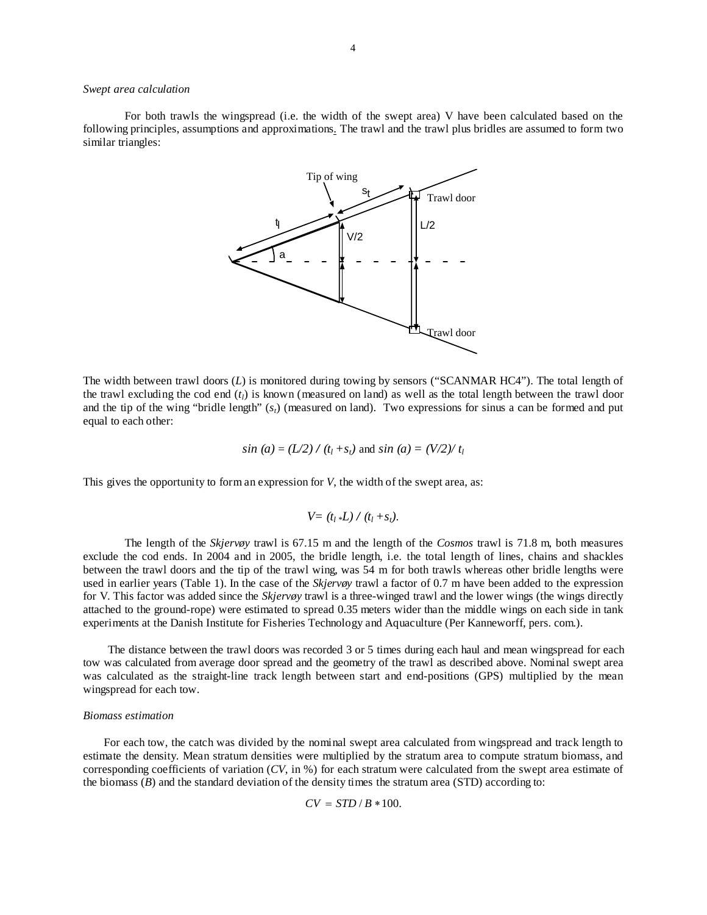*Swept area calculation*

For both trawls the wingspread (i.e. the width of the swept area) V have been calculated based on the following principles, assumptions and approximations. The trawl and the trawl plus bridles are assumed to form two similar triangles:

Tip of wing

$s_t$

Trawl door

$t_l$

L/2

V/2

a

Trawl door

The width between trawl doors (*L*) is monitored during towing by sensors ("SCANMAR HC4"). The total length of the trawl excluding the cod end ($t_l$) is known (measured on land) as well as the total length between the trawl door and the tip of the wing "bridle length" ($s_t$) (measured on land). Two expressions for sinus a can be formed and put equal to each other:

$$\sin(a) = (L/2) / (t_l + s_t) \text{ and } \sin(a) = (V/2) / t_l$$

This gives the opportunity to form an expression for *V*, the width of the swept area, as:

$$V = (t_l * L) / (t_l + s_t).$$

The length of the *Skjervøy* trawl is 67.15 m and the length of the *Cosmos* trawl is 71.8 m, both measures exclude the cod ends. In 2004 and in 2005, the bridle length, i.e. the total length of lines, chains and shackles between the trawl doors and the tip of the trawl wing, was 54 m for both trawls whereas other bridle lengths were used in earlier years (Table 1). In the case of the *Skjervøy* trawl a factor of 0.7 m have been added to the expression for V. This factor was added since the *Skjervøy* trawl is a three-winged trawl and the lower wings (the wings directly attached to the ground-rope) were estimated to spread 0.35 meters wider than the middle wings on each side in tank experiments at the Danish Institute for Fisheries Technology and Aquaculture (Per Kanneworff, pers. com.).

The distance between the trawl doors was recorded 3 or 5 times during each haul and mean wingspread for each tow was calculated from average door spread and the geometry of the trawl as described above. Nominal swept area was calculated as the straight-line track length between start and end-positions (GPS) multiplied by the mean wingspread for each tow.

*Biomass estimation*

For each tow, the catch was divided by the nominal swept area calculated from wingspread and track length to estimate the density. Mean stratum densities were multiplied by the stratum area to compute stratum biomass, and corresponding coefficients of variation (*CV*, in %) for each stratum were calculated from the swept area estimate of the biomass (*B*) and the standard deviation of the density times the stratum area (STD) according to:

$$CV = STD / B * 100.$$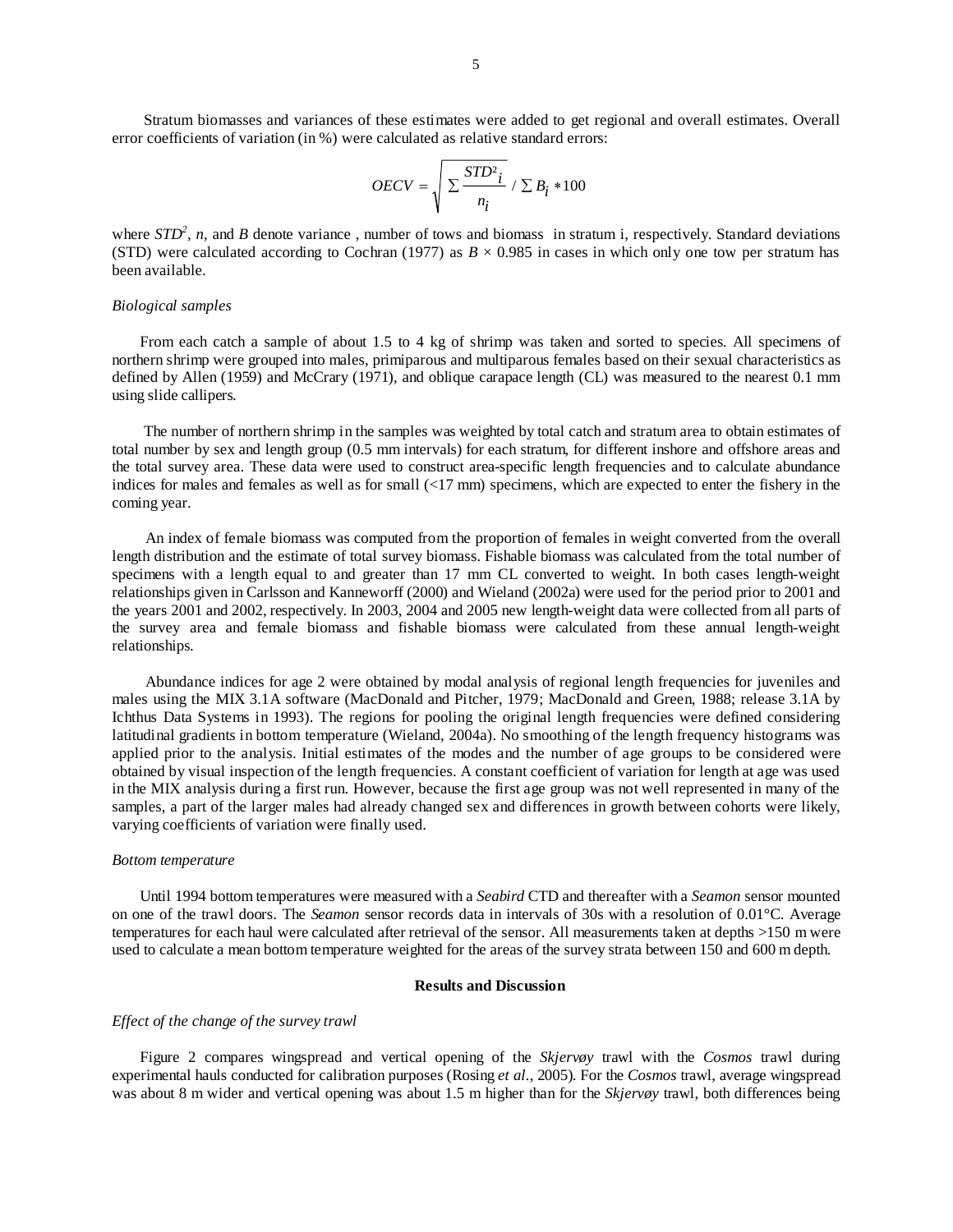Stratum biomasses and variances of these estimates were added to get regional and overall estimates. Overall error coefficients of variation (in %) were calculated as relative standard errors:

$$OECV = \sqrt{\sum \frac{STD^2{}_i}{n_i}} \, / \sum B_i * 100$$

where $STD^2$, $n$, and $B$ denote variance , number of tows and biomass in stratum i, respectively. Standard deviations (STD) were calculated according to Cochran (1977) as $B \times 0.985$ in cases in which only one tow per stratum has been available.

*Biological samples*

From each catch a sample of about 1.5 to 4 kg of shrimp was taken and sorted to species. All specimens of northern shrimp were grouped into males, primiparous and multiparous females based on their sexual characteristics as defined by Allen (1959) and McCrary (1971), and oblique carapace length (CL) was measured to the nearest 0.1 mm using slide callipers.

The number of northern shrimp in the samples was weighted by total catch and stratum area to obtain estimates of total number by sex and length group (0.5 mm intervals) for each stratum, for different inshore and offshore areas and the total survey area. These data were used to construct area-specific length frequencies and to calculate abundance indices for males and females as well as for small (<17 mm) specimens, which are expected to enter the fishery in the coming year.

An index of female biomass was computed from the proportion of females in weight converted from the overall length distribution and the estimate of total survey biomass. Fishable biomass was calculated from the total number of specimens with a length equal to and greater than 17 mm CL converted to weight. In both cases length-weight relationships given in Carlsson and Kanneworff (2000) and Wieland (2002a) were used for the period prior to 2001 and the years 2001 and 2002, respectively. In 2003, 2004 and 2005 new length-weight data were collected from all parts of the survey area and female biomass and fishable biomass were calculated from these annual length-weight relationships.

Abundance indices for age 2 were obtained by modal analysis of regional length frequencies for juveniles and males using the MIX 3.1A software (MacDonald and Pitcher, 1979; MacDonald and Green, 1988; release 3.1A by Ichthus Data Systems in 1993). The regions for pooling the original length frequencies were defined considering latitudinal gradients in bottom temperature (Wieland, 2004a). No smoothing of the length frequency histograms was applied prior to the analysis. Initial estimates of the modes and the number of age groups to be considered were obtained by visual inspection of the length frequencies. A constant coefficient of variation for length at age was used in the MIX analysis during a first run. However, because the first age group was not well represented in many of the samples, a part of the larger males had already changed sex and differences in growth between cohorts were likely, varying coefficients of variation were finally used.

*Bottom temperature*

Until 1994 bottom temperatures were measured with a *Seabird* CTD and thereafter with a *Seamon* sensor mounted on one of the trawl doors. The *Seamon* sensor records data in intervals of 30s with a resolution of 0.01°C. Average temperatures for each haul were calculated after retrieval of the sensor. All measurements taken at depths >150 m were used to calculate a mean bottom temperature weighted for the areas of the survey strata between 150 and 600 m depth.

## Results and Discussion

*Effect of the change of the survey trawl*

Figure 2 compares wingspread and vertical opening of the *Skjervøy* trawl with the *Cosmos* trawl during experimental hauls conducted for calibration purposes (Rosing *et al.*, 2005). For the *Cosmos* trawl, average wingspread was about 8 m wider and vertical opening was about 1.5 m higher than for the *Skjervøy* trawl, both differences being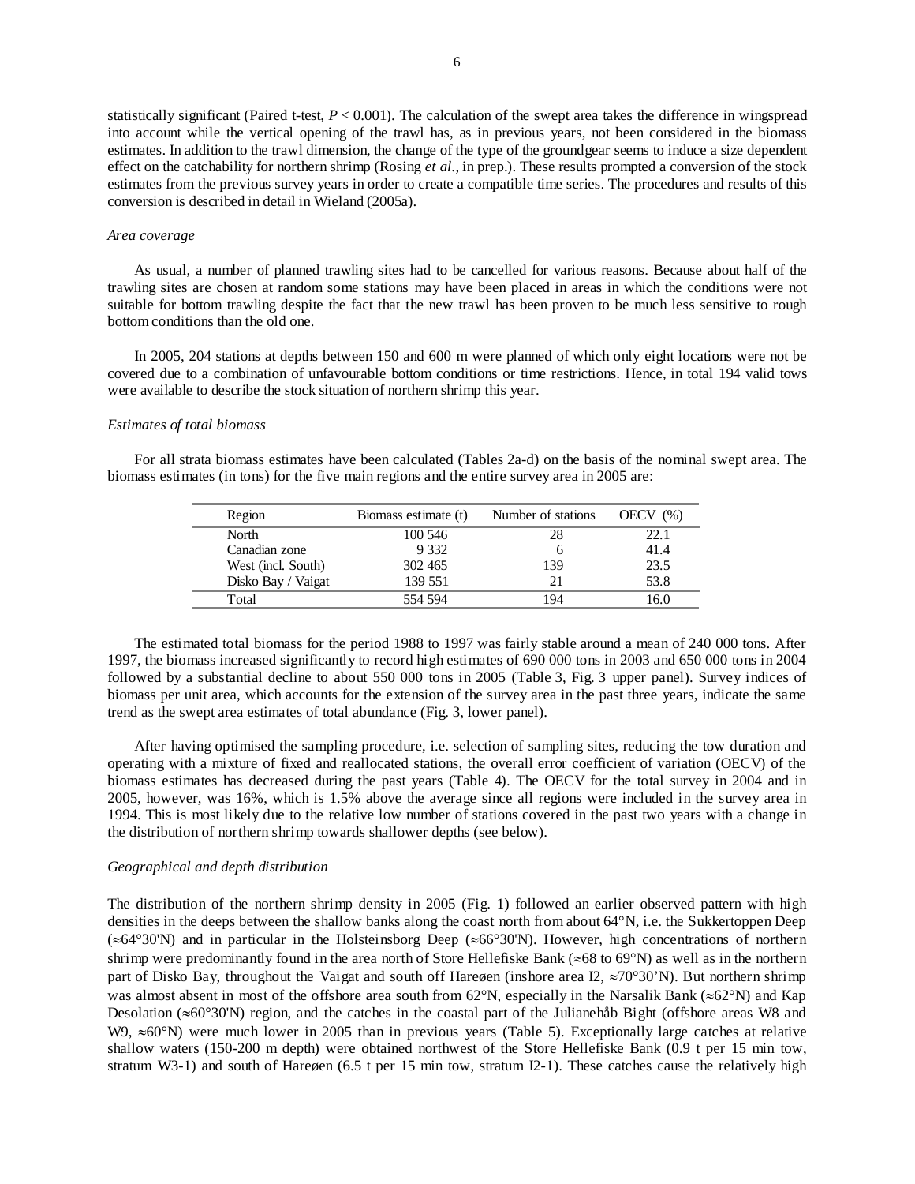statistically significant (Paired t-test, $P < 0.001$). The calculation of the swept area takes the difference in wingspread into account while the vertical opening of the trawl has, as in previous years, not been considered in the biomass estimates. In addition to the trawl dimension, the change of the type of the groundgear seems to induce a size dependent effect on the catchability for northern shrimp (Rosing *et al.*, in prep.). These results prompted a conversion of the stock estimates from the previous survey years in order to create a compatible time series. The procedures and results of this conversion is described in detail in Wieland (2005a).

*Area coverage*

As usual, a number of planned trawling sites had to be cancelled for various reasons. Because about half of the trawling sites are chosen at random some stations may have been placed in areas in which the conditions were not suitable for bottom trawling despite the fact that the new trawl has been proven to be much less sensitive to rough bottom conditions than the old one.

In 2005, 204 stations at depths between 150 and 600 m were planned of which only eight locations were not be covered due to a combination of unfavourable bottom conditions or time restrictions. Hence, in total 194 valid tows were available to describe the stock situation of northern shrimp this year.

*Estimates of total biomass*

For all strata biomass estimates have been calculated (Tables 2a-d) on the basis of the nominal swept area. The biomass estimates (in tons) for the five main regions and the entire survey area in 2005 are:

| Region | Biomass estimate (t) | Number of stations | OECV (%) |
|---|---|---|---|
| North | 100 546 | 28 | 22.1 |
| Canadian zone | 9 332 | 6 | 41.4 |
| West (incl. South) | 302 465 | 139 | 23.5 |
| Disko Bay / Vaigat | 139 551 | 21 | 53.8 |
| Total | 554 594 | 194 | 16.0 |

The estimated total biomass for the period 1988 to 1997 was fairly stable around a mean of 240 000 tons. After 1997, the biomass increased significantly to record high estimates of 690 000 tons in 2003 and 650 000 tons in 2004 followed by a substantial decline to about 550 000 tons in 2005 (Table 3, Fig. 3 upper panel). Survey indices of biomass per unit area, which accounts for the extension of the survey area in the past three years, indicate the same trend as the swept area estimates of total abundance (Fig. 3, lower panel).

After having optimised the sampling procedure, i.e. selection of sampling sites, reducing the tow duration and operating with a mixture of fixed and reallocated stations, the overall error coefficient of variation (OECV) of the biomass estimates has decreased during the past years (Table 4). The OECV for the total survey in 2004 and in 2005, however, was 16%, which is 1.5% above the average since all regions were included in the survey area in 1994. This is most likely due to the relative low number of stations covered in the past two years with a change in the distribution of northern shrimp towards shallower depths (see below).

*Geographical and depth distribution*

The distribution of the northern shrimp density in 2005 (Fig. 1) followed an earlier observed pattern with high densities in the deeps between the shallow banks along the coast north from about 64°N, i.e. the Sukkertoppen Deep (≈64°30'N) and in particular in the Holsteinsborg Deep (≈66°30'N). However, high concentrations of northern shrimp were predominantly found in the area north of Store Hellefiske Bank (≈68 to 69°N) as well as in the northern part of Disko Bay, throughout the Vaigat and south off Hareøen (inshore area I2, ≈70°30'N). But northern shrimp was almost absent in most of the offshore area south from 62°N, especially in the Narsalik Bank (≈62°N) and Kap Desolation (≈60°30'N) region, and the catches in the coastal part of the Julianehåb Bight (offshore areas W8 and W9, ≈60°N) were much lower in 2005 than in previous years (Table 5). Exceptionally large catches at relative shallow waters (150-200 m depth) were obtained northwest of the Store Hellefiske Bank (0.9 t per 15 min tow, stratum W3-1) and south of Hareøen (6.5 t per 15 min tow, stratum I2-1). These catches cause the relatively high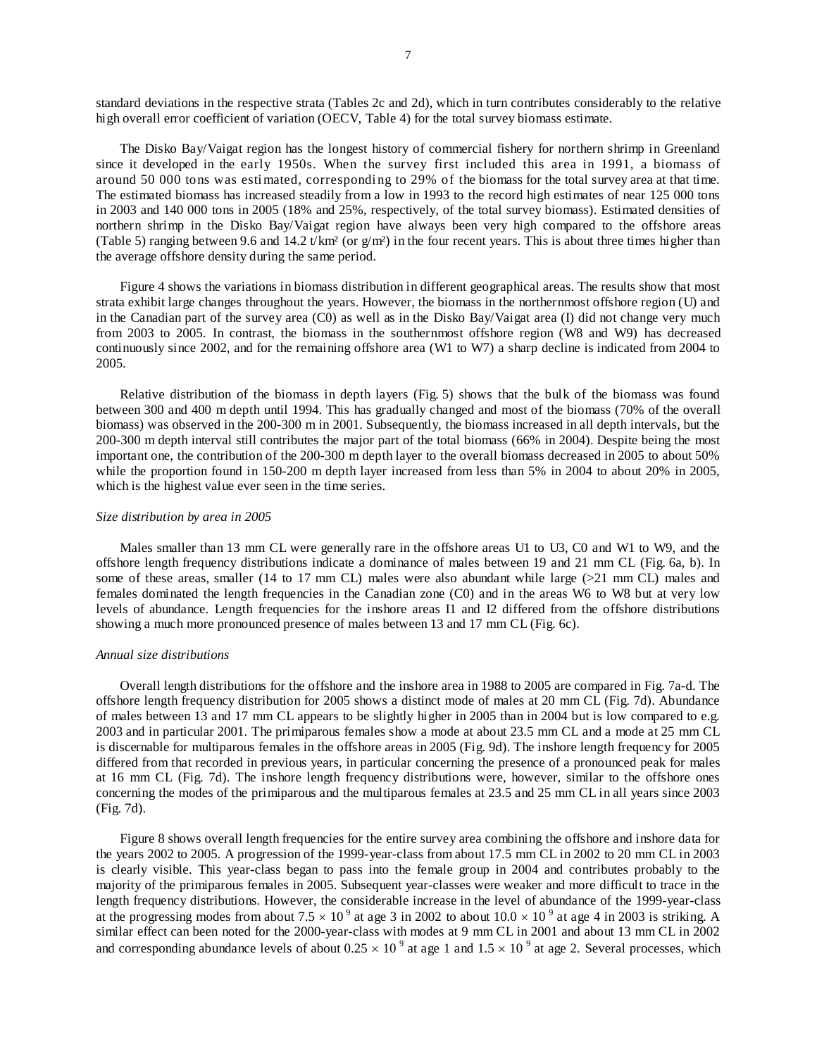standard deviations in the respective strata (Tables 2c and 2d), which in turn contributes considerably to the relative high overall error coefficient of variation (OECV, Table 4) for the total survey biomass estimate.

The Disko Bay/Vaigat region has the longest history of commercial fishery for northern shrimp in Greenland since it developed in the early 1950s. When the survey first included this area in 1991, a biomass of around 50 000 tons was estimated, corresponding to 29% of the biomass for the total survey area at that time. The estimated biomass has increased steadily from a low in 1993 to the record high estimates of near 125 000 tons in 2003 and 140 000 tons in 2005 (18% and 25%, respectively, of the total survey biomass). Estimated densities of northern shrimp in the Disko Bay/Vaigat region have always been very high compared to the offshore areas (Table 5) ranging between 9.6 and 14.2 t/km² (or g/m²) in the four recent years. This is about three times higher than the average offshore density during the same period.

Figure 4 shows the variations in biomass distribution in different geographical areas. The results show that most strata exhibit large changes throughout the years. However, the biomass in the northernmost offshore region (U) and in the Canadian part of the survey area (C0) as well as in the Disko Bay/Vaigat area (I) did not change very much from 2003 to 2005. In contrast, the biomass in the southernmost offshore region (W8 and W9) has decreased continuously since 2002, and for the remaining offshore area (W1 to W7) a sharp decline is indicated from 2004 to 2005.

Relative distribution of the biomass in depth layers (Fig. 5) shows that the bulk of the biomass was found between 300 and 400 m depth until 1994. This has gradually changed and most of the biomass (70% of the overall biomass) was observed in the 200-300 m in 2001. Subsequently, the biomass increased in all depth intervals, but the 200-300 m depth interval still contributes the major part of the total biomass (66% in 2004). Despite being the most important one, the contribution of the 200-300 m depth layer to the overall biomass decreased in 2005 to about 50% while the proportion found in 150-200 m depth layer increased from less than 5% in 2004 to about 20% in 2005, which is the highest value ever seen in the time series.

*Size distribution by area in 2005*

Males smaller than 13 mm CL were generally rare in the offshore areas U1 to U3, C0 and W1 to W9, and the offshore length frequency distributions indicate a dominance of males between 19 and 21 mm CL (Fig. 6a, b). In some of these areas, smaller (14 to 17 mm CL) males were also abundant while large (>21 mm CL) males and females dominated the length frequencies in the Canadian zone (C0) and in the areas W6 to W8 but at very low levels of abundance. Length frequencies for the inshore areas I1 and I2 differed from the offshore distributions showing a much more pronounced presence of males between 13 and 17 mm CL (Fig. 6c).

*Annual size distributions*

Overall length distributions for the offshore and the inshore area in 1988 to 2005 are compared in Fig. 7a-d. The offshore length frequency distribution for 2005 shows a distinct mode of males at 20 mm CL (Fig. 7d). Abundance of males between 13 and 17 mm CL appears to be slightly higher in 2005 than in 2004 but is low compared to e.g. 2003 and in particular 2001. The primiparous females show a mode at about 23.5 mm CL and a mode at 25 mm CL is discernable for multiparous females in the offshore areas in 2005 (Fig. 9d). The inshore length frequency for 2005 differed from that recorded in previous years, in particular concerning the presence of a pronounced peak for males at 16 mm CL (Fig. 7d). The inshore length frequency distributions were, however, similar to the offshore ones concerning the modes of the primiparous and the multiparous females at 23.5 and 25 mm CL in all years since 2003 (Fig. 7d).

Figure 8 shows overall length frequencies for the entire survey area combining the offshore and inshore data for the years 2002 to 2005. A progression of the 1999-year-class from about 17.5 mm CL in 2002 to 20 mm CL in 2003 is clearly visible. This year-class began to pass into the female group in 2004 and contributes probably to the majority of the primiparous females in 2005. Subsequent year-classes were weaker and more difficult to trace in the length frequency distributions. However, the considerable increase in the level of abundance of the 1999-year-class at the progressing modes from about $7.5 \times 10^9$ at age 3 in 2002 to about $10.0 \times 10^9$ at age 4 in 2003 is striking. A similar effect can been noted for the 2000-year-class with modes at 9 mm CL in 2001 and about 13 mm CL in 2002 and corresponding abundance levels of about $0.25 \times 10^9$ at age 1 and $1.5 \times 10^9$ at age 2. Several processes, which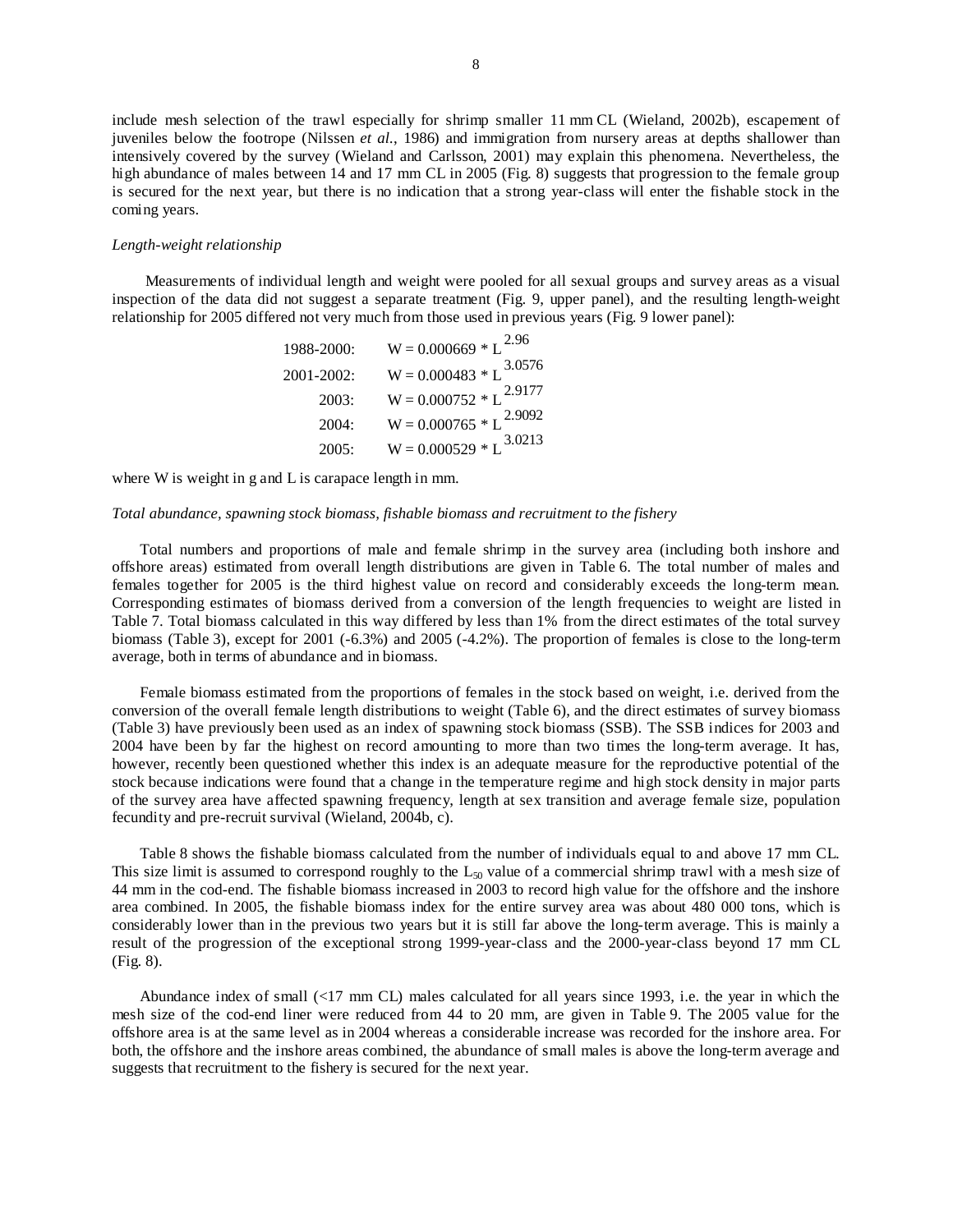include mesh selection of the trawl especially for shrimp smaller 11 mm CL (Wieland, 2002b), escapement of juveniles below the footrope (Nilssen *et al.*, 1986) and immigration from nursery areas at depths shallower than intensively covered by the survey (Wieland and Carlsson, 2001) may explain this phenomena. Nevertheless, the high abundance of males between 14 and 17 mm CL in 2005 (Fig. 8) suggests that progression to the female group is secured for the next year, but there is no indication that a strong year-class will enter the fishable stock in the coming years.

*Length-weight relationship*

Measurements of individual length and weight were pooled for all sexual groups and survey areas as a visual inspection of the data did not suggest a separate treatment (Fig. 9, upper panel), and the resulting length-weight relationship for 2005 differed not very much from those used in previous years (Fig. 9 lower panel):

1988-2000: $W = 0.000669 * L^{2.96}$

2001-2002: $W = 0.000483 * L^{3.0576}$

2003: $W = 0.000752 * L^{2.9177}$

2004: $W = 0.000765 * L^{2.9092}$

2005: $W = 0.000529 * L^{3.0213}$

where W is weight in g and L is carapace length in mm.

*Total abundance, spawning stock biomass, fishable biomass and recruitment to the fishery*

Total numbers and proportions of male and female shrimp in the survey area (including both inshore and offshore areas) estimated from overall length distributions are given in Table 6. The total number of males and females together for 2005 is the third highest value on record and considerably exceeds the long-term mean. Corresponding estimates of biomass derived from a conversion of the length frequencies to weight are listed in Table 7. Total biomass calculated in this way differed by less than 1% from the direct estimates of the total survey biomass (Table 3), except for 2001 (-6.3%) and 2005 (-4.2%). The proportion of females is close to the long-term average, both in terms of abundance and in biomass.

Female biomass estimated from the proportions of females in the stock based on weight, i.e. derived from the conversion of the overall female length distributions to weight (Table 6), and the direct estimates of survey biomass (Table 3) have previously been used as an index of spawning stock biomass (SSB). The SSB indices for 2003 and 2004 have been by far the highest on record amounting to more than two times the long-term average. It has, however, recently been questioned whether this index is an adequate measure for the reproductive potential of the stock because indications were found that a change in the temperature regime and high stock density in major parts of the survey area have affected spawning frequency, length at sex transition and average female size, population fecundity and pre-recruit survival (Wieland, 2004b, c).

Table 8 shows the fishable biomass calculated from the number of individuals equal to and above 17 mm CL. This size limit is assumed to correspond roughly to the $L_{50}$ value of a commercial shrimp trawl with a mesh size of 44 mm in the cod-end. The fishable biomass increased in 2003 to record high value for the offshore and the inshore area combined. In 2005, the fishable biomass index for the entire survey area was about 480 000 tons, which is considerably lower than in the previous two years but it is still far above the long-term average. This is mainly a result of the progression of the exceptional strong 1999-year-class and the 2000-year-class beyond 17 mm CL (Fig. 8).

Abundance index of small (<17 mm CL) males calculated for all years since 1993, i.e. the year in which the mesh size of the cod-end liner were reduced from 44 to 20 mm, are given in Table 9. The 2005 value for the offshore area is at the same level as in 2004 whereas a considerable increase was recorded for the inshore area. For both, the offshore and the inshore areas combined, the abundance of small males is above the long-term average and suggests that recruitment to the fishery is secured for the next year.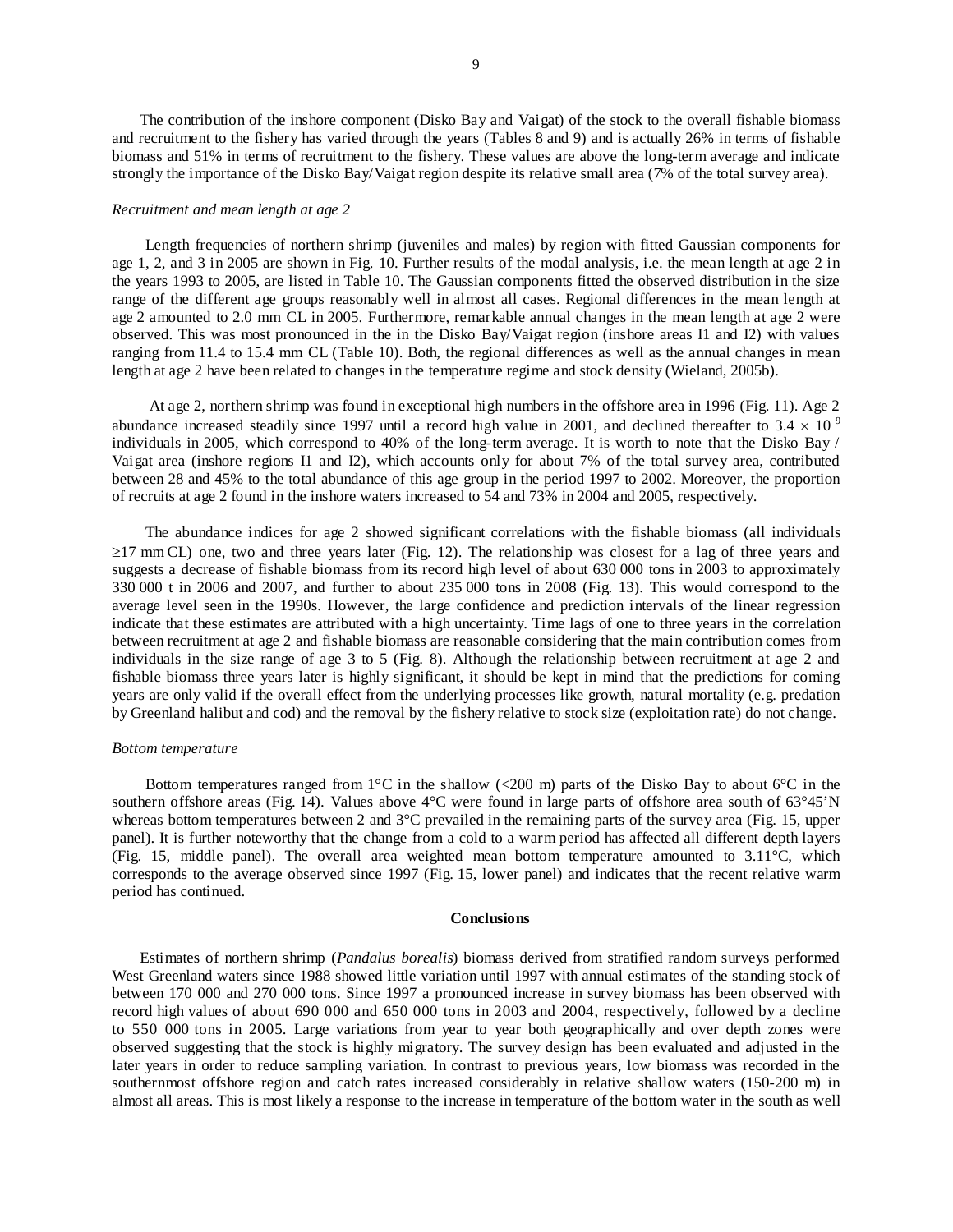The contribution of the inshore component (Disko Bay and Vaigat) of the stock to the overall fishable biomass and recruitment to the fishery has varied through the years (Tables 8 and 9) and is actually 26% in terms of fishable biomass and 51% in terms of recruitment to the fishery. These values are above the long-term average and indicate strongly the importance of the Disko Bay/Vaigat region despite its relative small area (7% of the total survey area).

*Recruitment and mean length at age 2*

Length frequencies of northern shrimp (juveniles and males) by region with fitted Gaussian components for age 1, 2, and 3 in 2005 are shown in Fig. 10. Further results of the modal analysis, i.e. the mean length at age 2 in the years 1993 to 2005, are listed in Table 10. The Gaussian components fitted the observed distribution in the size range of the different age groups reasonably well in almost all cases. Regional differences in the mean length at age 2 amounted to 2.0 mm CL in 2005. Furthermore, remarkable annual changes in the mean length at age 2 were observed. This was most pronounced in the in the Disko Bay/Vaigat region (inshore areas I1 and I2) with values ranging from 11.4 to 15.4 mm CL (Table 10). Both, the regional differences as well as the annual changes in mean length at age 2 have been related to changes in the temperature regime and stock density (Wieland, 2005b).

At age 2, northern shrimp was found in exceptional high numbers in the offshore area in 1996 (Fig. 11). Age 2 abundance increased steadily since 1997 until a record high value in 2001, and declined thereafter to $3.4 \times 10^9$ individuals in 2005, which correspond to 40% of the long-term average. It is worth to note that the Disko Bay / Vaigat area (inshore regions I1 and I2), which accounts only for about 7% of the total survey area, contributed between 28 and 45% to the total abundance of this age group in the period 1997 to 2002. Moreover, the proportion of recruits at age 2 found in the inshore waters increased to 54 and 73% in 2004 and 2005, respectively.

The abundance indices for age 2 showed significant correlations with the fishable biomass (all individuals $\geq$17 mm CL) one, two and three years later (Fig. 12). The relationship was closest for a lag of three years and suggests a decrease of fishable biomass from its record high level of about 630 000 tons in 2003 to approximately 330 000 t in 2006 and 2007, and further to about 235 000 tons in 2008 (Fig. 13). This would correspond to the average level seen in the 1990s. However, the large confidence and prediction intervals of the linear regression indicate that these estimates are attributed with a high uncertainty. Time lags of one to three years in the correlation between recruitment at age 2 and fishable biomass are reasonable considering that the main contribution comes from individuals in the size range of age 3 to 5 (Fig. 8). Although the relationship between recruitment at age 2 and fishable biomass three years later is highly significant, it should be kept in mind that the predictions for coming years are only valid if the overall effect from the underlying processes like growth, natural mortality (e.g. predation by Greenland halibut and cod) and the removal by the fishery relative to stock size (exploitation rate) do not change.

*Bottom temperature*

Bottom temperatures ranged from 1°C in the shallow (<200 m) parts of the Disko Bay to about 6°C in the southern offshore areas (Fig. 14). Values above 4°C were found in large parts of offshore area south of 63°45'N whereas bottom temperatures between 2 and 3°C prevailed in the remaining parts of the survey area (Fig. 15, upper panel). It is further noteworthy that the change from a cold to a warm period has affected all different depth layers (Fig. 15, middle panel). The overall area weighted mean bottom temperature amounted to 3.11°C, which corresponds to the average observed since 1997 (Fig. 15, lower panel) and indicates that the recent relative warm period has continued.

**Conclusions**

Estimates of northern shrimp (*Pandalus borealis*) biomass derived from stratified random surveys performed West Greenland waters since 1988 showed little variation until 1997 with annual estimates of the standing stock of between 170 000 and 270 000 tons. Since 1997 a pronounced increase in survey biomass has been observed with record high values of about 690 000 and 650 000 tons in 2003 and 2004, respectively, followed by a decline to 550 000 tons in 2005. Large variations from year to year both geographically and over depth zones were observed suggesting that the stock is highly migratory. The survey design has been evaluated and adjusted in the later years in order to reduce sampling variation. In contrast to previous years, low biomass was recorded in the southernmost offshore region and catch rates increased considerably in relative shallow waters (150-200 m) in almost all areas. This is most likely a response to the increase in temperature of the bottom water in the south as well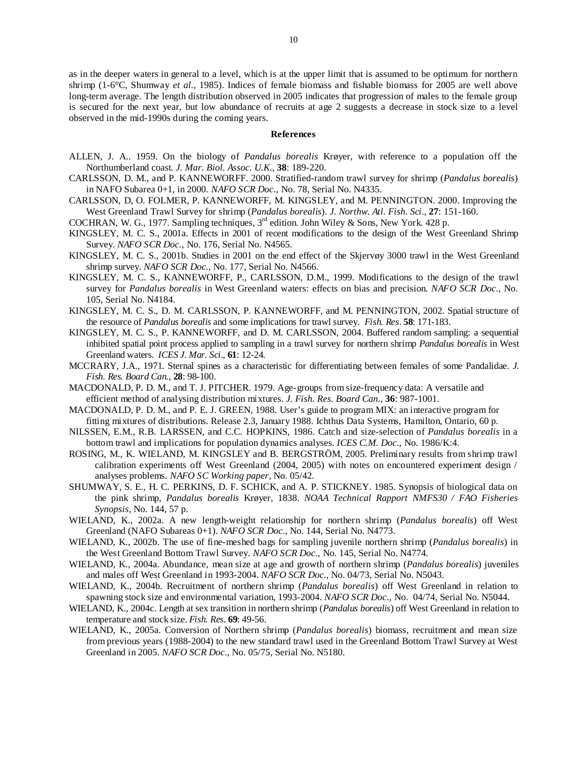as in the deeper waters in general to a level, which is at the upper limit that is assumed to be optimum for northern shrimp (1-6°C, Shumway *et al*., 1985). Indices of female biomass and fishable biomass for 2005 are well above long-term average. The length distribution observed in 2005 indicates that progression of males to the female group is secured for the next year, but low abundance of recruits at age 2 suggests a decrease in stock size to a level observed in the mid-1990s during the coming years.

## References

ALLEN, J. A.. 1959. On the biology of *Pandalus borealis* Krøyer, with reference to a population off the Northumberland coast. *J. Mar. Biol. Assoc. U.K*., **38**: 189-220.

CARLSSON, D. M., and P. KANNEWORFF. 2000. Stratified-random trawl survey for shrimp (*Pandalus borealis*) in NAFO Subarea 0+1, in 2000. *NAFO SCR Doc*., No. 78, Serial No. N4335.

CARLSSON, D, O. FOLMER, P. KANNEWORFF, M. KINGSLEY, and M. PENNINGTON. 2000. Improving the West Greenland Trawl Survey for shrimp (*Pandalus borealis*). *J. Northw. Atl. Fish. Sci*., **27**: 151-160.

COCHRAN, W. G., 1977. Sampling techniques, 3rd edition. John Wiley & Sons, New York. 428 p.

KINGSLEY, M. C. S., 2001a. Effects in 2001 of recent modifications to the design of the West Greenland Shrimp Survey. *NAFO SCR Doc.*, No. 176, Serial No. N4565.

KINGSLEY, M. C. S., 2001b. Studies in 2001 on the end effect of the Skjervøy 3000 trawl in the West Greenland shrimp survey. *NAFO SCR Doc.*, No. 177, Serial No. N4566.

KINGSLEY, M. C. S., KANNEWORFF, P., CARLSSON, D.M., 1999. Modifications to the design of the trawl survey for *Pandalus borealis* in West Greenland waters: effects on bias and precision. *NAFO SCR Doc*., No. 105, Serial No. N4184.

KINGSLEY, M. C. S., D. M. CARLSSON, P. KANNEWORFF, and M. PENNINGTON, 2002. Spatial structure of the resource of *Pandalus borealis* and some implications for trawl survey. *Fish. Res*. **58**: 171-183.

KINGSLEY, M. C. S., P. KANNEWORFF, and D. M. CARLSSON, 2004. Buffered random sampling: a sequential inhibited spatial point process applied to sampling in a trawl survey for northern shrimp *Pandalus borealis* in West Greenland waters. *ICES J. Mar. Sci*., **61**: 12-24.

MCCRARY, J.A., 1971. Sternal spines as a characteristic for differentiating between females of some Pandalidae. *J. Fish. Res. Board Can.*, **28**: 98-100.

MACDONALD, P. D. M., and T. J. PITCHER. 1979. Age-groups from size-frequency data: A versatile and efficient method of analysing distribution mixtures. *J. Fish. Res. Board Can*., **36**: 987-1001.

MACDONALD, P. D. M., and P. E. J. GREEN, 1988. User's guide to program MIX: an interactive program for fitting mixtures of distributions. Release 2.3, January 1988. Ichthus Data Systems, Hamilton, Ontario, 60 p.

NILSSEN, E.M., R.B. LARSSEN, and C.C. HOPKINS, 1986. Catch and size-selection of *Pandalus borealis* in a bottom trawl and implications for population dynamics analyses. *ICES C.M. Doc*., No. 1986/K:4.

ROSING, M., K. WIELAND, M. KINGSLEY and B. BERGSTRÖM, 2005. Preliminary results from shrimp trawl calibration experiments off West Greenland (2004, 2005) with notes on encountered experiment design / analyses problems. *NAFO SC Working paper*, No. 05/42.

SHUMWAY, S. E., H. C. PERKINS, D. F. SCHICK, and A. P. STICKNEY. 1985. Synopsis of biological data on the pink shrimp, *Pandalus borealis* Krøyer, 1838. *NOAA Technical Rapport NMFS30 / FAO Fisheries Synopsis*, No. 144, 57 p.

WIELAND, K., 2002a. A new length-weight relationship for northern shrimp (*Pandalus borealis*) off West Greenland (NAFO Subareas 0+1). *NAFO SCR Doc*., No. 144, Serial No. N4773.

WIELAND, K., 2002b. The use of fine-meshed bags for sampling juvenile northern shrimp (*Pandalus borealis*) in the West Greenland Bottom Trawl Survey. *NAFO SCR Doc*., No. 145, Serial No. N4774.

WIELAND, K., 2004a. Abundance, mean size at age and growth of northern shrimp (*Pandalus borealis*) juveniles and males off West Greenland in 1993-2004. *NAFO SCR Doc*., No. 04/73, Serial No. N5043.

WIELAND, K., 2004b. Recruitment of northern shrimp (*Pandalus borealis*) off West Greenland in relation to spawning stock size and environmental variation, 1993-2004. *NAFO SCR Doc*., No. 04/74, Serial No. N5044.

WIELAND, K., 2004c. Length at sex transition in northern shrimp (*Pandalus borealis*) off West Greenland in relation to temperature and stock size. *Fish. Res*. **69**: 49-56.

WIELAND, K., 2005a. Conversion of Northern shrimp (*Pandalus borealis*) biomass, recruitment and mean size from previous years (1988-2004) to the new standard trawl used in the Greenland Bottom Trawl Survey at West Greenland in 2005. *NAFO SCR Doc*., No. 05/75, Serial No. N5180.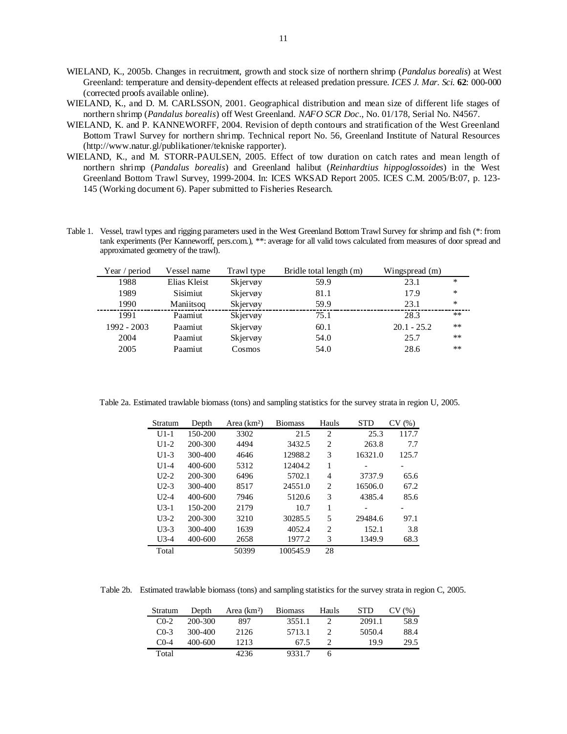WIELAND, K., 2005b. Changes in recruitment, growth and stock size of northern shrimp (*Pandalus borealis*) at West Greenland: temperature and density-dependent effects at released predation pressure. *ICES J. Mar. Sci.* **62**: 000-000 (corrected proofs available online).

WIELAND, K., and D. M. CARLSSON, 2001. Geographical distribution and mean size of different life stages of northern shrimp (*Pandalus borealis*) off West Greenland. *NAFO SCR Doc*., No. 01/178, Serial No. N4567.

WIELAND, K. and P. KANNEWORFF, 2004. Revision of depth contours and stratification of the West Greenland Bottom Trawl Survey for northern shrimp. Technical report No. 56, Greenland Institute of Natural Resources (http://www.natur.gl/publikationer/tekniske rapporter).

WIELAND, K., and M. STORR-PAULSEN, 2005. Effect of tow duration on catch rates and mean length of northern shrimp (*Pandalus borealis*) and Greenland halibut (*Reinhardtius hippoglossoides*) in the West Greenland Bottom Trawl Survey, 1999-2004. In: ICES WKSAD Report 2005. ICES C.M. 2005/B:07, p. 123-145 (Working document 6). Paper submitted to Fisheries Research.

Table 1. Vessel, trawl types and rigging parameters used in the West Greenland Bottom Trawl Survey for shrimp and fish (*: from tank experiments (Per Kanneworff, pers.com.), **: average for all valid tows calculated from measures of door spread and approximated geometry of the trawl).

| Year / period | Vessel name | Trawl type | Bridle total length (m) | Wingspread (m) | |
|---|---|---|---|---|---|
| 1988 | Elias Kleist | Skjervøy | 59.9 | 23.1 | * |
| 1989 | Sisimiut | Skjervøy | 81.1 | 17.9 | * |
| 1990 | Maniitsoq | Skjervøy | 59.9 | 23.1 | * |
| 1991 | Paamiut | Skjervøy | 75.1 | 28.3 | ** |
| 1992 - 2003 | Paamiut | Skjervøy | 60.1 | 20.1 - 25.2 | ** |
| 2004 | Paamiut | Skjervøy | 54.0 | 25.7 | ** |
| 2005 | Paamiut | Cosmos | 54.0 | 28.6 | ** |

Table 2a. Estimated trawlable biomass (tons) and sampling statistics for the survey strata in region U, 2005.

| Stratum | Depth | Area (km²) | Biomass | Hauls | STD | CV (%) |
|---|---|---|---|---|---|---|
| U1-1 | 150-200 | 3302 | 21.5 | 2 | 25.3 | 117.7 |
| U1-2 | 200-300 | 4494 | 3432.5 | 2 | 263.8 | 7.7 |
| U1-3 | 300-400 | 4646 | 12988.2 | 3 | 16321.0 | 125.7 |
| U1-4 | 400-600 | 5312 | 12404.2 | 1 | - | - |
| U2-2 | 200-300 | 6496 | 5702.1 | 4 | 3737.9 | 65.6 |
| U2-3 | 300-400 | 8517 | 24551.0 | 2 | 16506.0 | 67.2 |
| U2-4 | 400-600 | 7946 | 5120.6 | 3 | 4385.4 | 85.6 |
| U3-1 | 150-200 | 2179 | 10.7 | 1 | - | - |
| U3-2 | 200-300 | 3210 | 30285.5 | 5 | 29484.6 | 97.1 |
| U3-3 | 300-400 | 1639 | 4052.4 | 2 | 152.1 | 3.8 |
| U3-4 | 400-600 | 2658 | 1977.2 | 3 | 1349.9 | 68.3 |
| Total | | 50399 | 100545.9 | 28 | | |

Table 2b. Estimated trawlable biomass (tons) and sampling statistics for the survey strata in region C, 2005.

| Stratum | Depth | Area (km²) | Biomass | Hauls | STD | CV (%) |
|---|---|---|---|---|---|---|
| C0-2 | 200-300 | 897 | 3551.1 | 2 | 2091.1 | 58.9 |
| C0-3 | 300-400 | 2126 | 5713.1 | 2 | 5050.4 | 88.4 |
| C0-4 | 400-600 | 1213 | 67.5 | 2 | 19.9 | 29.5 |
| Total | | 4236 | 9331.7 | 6 | | |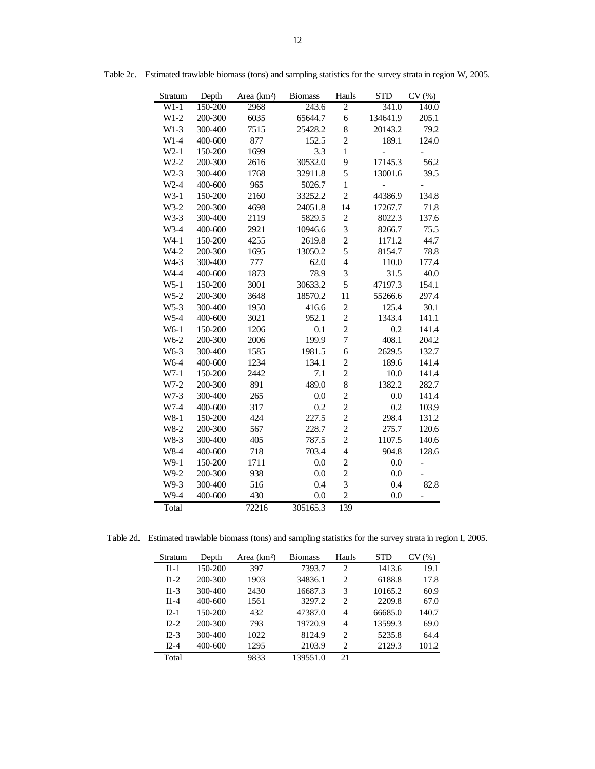Table 2c. Estimated trawlable biomass (tons) and sampling statistics for the survey strata in region W, 2005.

| Stratum | Depth | Area (km²) | Biomass | Hauls | STD | CV (%) |
|---|---|---|---|---|---|---|
| W1-1 | 150-200 | 2968 | 243.6 | 2 | 341.0 | 140.0 |
| W1-2 | 200-300 | 6035 | 65644.7 | 6 | 134641.9 | 205.1 |
| W1-3 | 300-400 | 7515 | 25428.2 | 8 | 20143.2 | 79.2 |
| W1-4 | 400-600 | 877 | 152.5 | 2 | 189.1 | 124.0 |
| W2-1 | 150-200 | 1699 | 3.3 | 1 | - | - |
| W2-2 | 200-300 | 2616 | 30532.0 | 9 | 17145.3 | 56.2 |
| W2-3 | 300-400 | 1768 | 32911.8 | 5 | 13001.6 | 39.5 |
| W2-4 | 400-600 | 965 | 5026.7 | 1 | - | - |
| W3-1 | 150-200 | 2160 | 33252.2 | 2 | 44386.9 | 134.8 |
| W3-2 | 200-300 | 4698 | 24051.8 | 14 | 17267.7 | 71.8 |
| W3-3 | 300-400 | 2119 | 5829.5 | 2 | 8022.3 | 137.6 |
| W3-4 | 400-600 | 2921 | 10946.6 | 3 | 8266.7 | 75.5 |
| W4-1 | 150-200 | 4255 | 2619.8 | 2 | 1171.2 | 44.7 |
| W4-2 | 200-300 | 1695 | 13050.2 | 5 | 8154.7 | 78.8 |
| W4-3 | 300-400 | 777 | 62.0 | 4 | 110.0 | 177.4 |
| W4-4 | 400-600 | 1873 | 78.9 | 3 | 31.5 | 40.0 |
| W5-1 | 150-200 | 3001 | 30633.2 | 5 | 47197.3 | 154.1 |
| W5-2 | 200-300 | 3648 | 18570.2 | 11 | 55266.6 | 297.4 |
| W5-3 | 300-400 | 1950 | 416.6 | 2 | 125.4 | 30.1 |
| W5-4 | 400-600 | 3021 | 952.1 | 2 | 1343.4 | 141.1 |
| W6-1 | 150-200 | 1206 | 0.1 | 2 | 0.2 | 141.4 |
| W6-2 | 200-300 | 2006 | 199.9 | 7 | 408.1 | 204.2 |
| W6-3 | 300-400 | 1585 | 1981.5 | 6 | 2629.5 | 132.7 |
| W6-4 | 400-600 | 1234 | 134.1 | 2 | 189.6 | 141.4 |
| W7-1 | 150-200 | 2442 | 7.1 | 2 | 10.0 | 141.4 |
| W7-2 | 200-300 | 891 | 489.0 | 8 | 1382.2 | 282.7 |
| W7-3 | 300-400 | 265 | 0.0 | 2 | 0.0 | 141.4 |
| W7-4 | 400-600 | 317 | 0.2 | 2 | 0.2 | 103.9 |
| W8-1 | 150-200 | 424 | 227.5 | 2 | 298.4 | 131.2 |
| W8-2 | 200-300 | 567 | 228.7 | 2 | 275.7 | 120.6 |
| W8-3 | 300-400 | 405 | 787.5 | 2 | 1107.5 | 140.6 |
| W8-4 | 400-600 | 718 | 703.4 | 4 | 904.8 | 128.6 |
| W9-1 | 150-200 | 1711 | 0.0 | 2 | 0.0 | - |
| W9-2 | 200-300 | 938 | 0.0 | 2 | 0.0 | - |
| W9-3 | 300-400 | 516 | 0.4 | 3 | 0.4 | 82.8 |
| W9-4 | 400-600 | 430 | 0.0 | 2 | 0.0 | - |
| Total | | 72216 | 305165.3 | 139 | | |

Table 2d. Estimated trawlable biomass (tons) and sampling statistics for the survey strata in region I, 2005.

| Stratum | Depth | Area (km²) | Biomass | Hauls | STD | CV (%) |
|---|---|---|---|---|---|---|
| I1-1 | 150-200 | 397 | 7393.7 | 2 | 1413.6 | 19.1 |
| I1-2 | 200-300 | 1903 | 34836.1 | 2 | 6188.8 | 17.8 |
| I1-3 | 300-400 | 2430 | 16687.3 | 3 | 10165.2 | 60.9 |
| I1-4 | 400-600 | 1561 | 3297.2 | 2 | 2209.8 | 67.0 |
| I2-1 | 150-200 | 432 | 47387.0 | 4 | 66685.0 | 140.7 |
| I2-2 | 200-300 | 793 | 19720.9 | 4 | 13599.3 | 69.0 |
| I2-3 | 300-400 | 1022 | 8124.9 | 2 | 5235.8 | 64.4 |
| I2-4 | 400-600 | 1295 | 2103.9 | 2 | 2129.3 | 101.2 |
| Total | | 9833 | 139551.0 | 21 | | |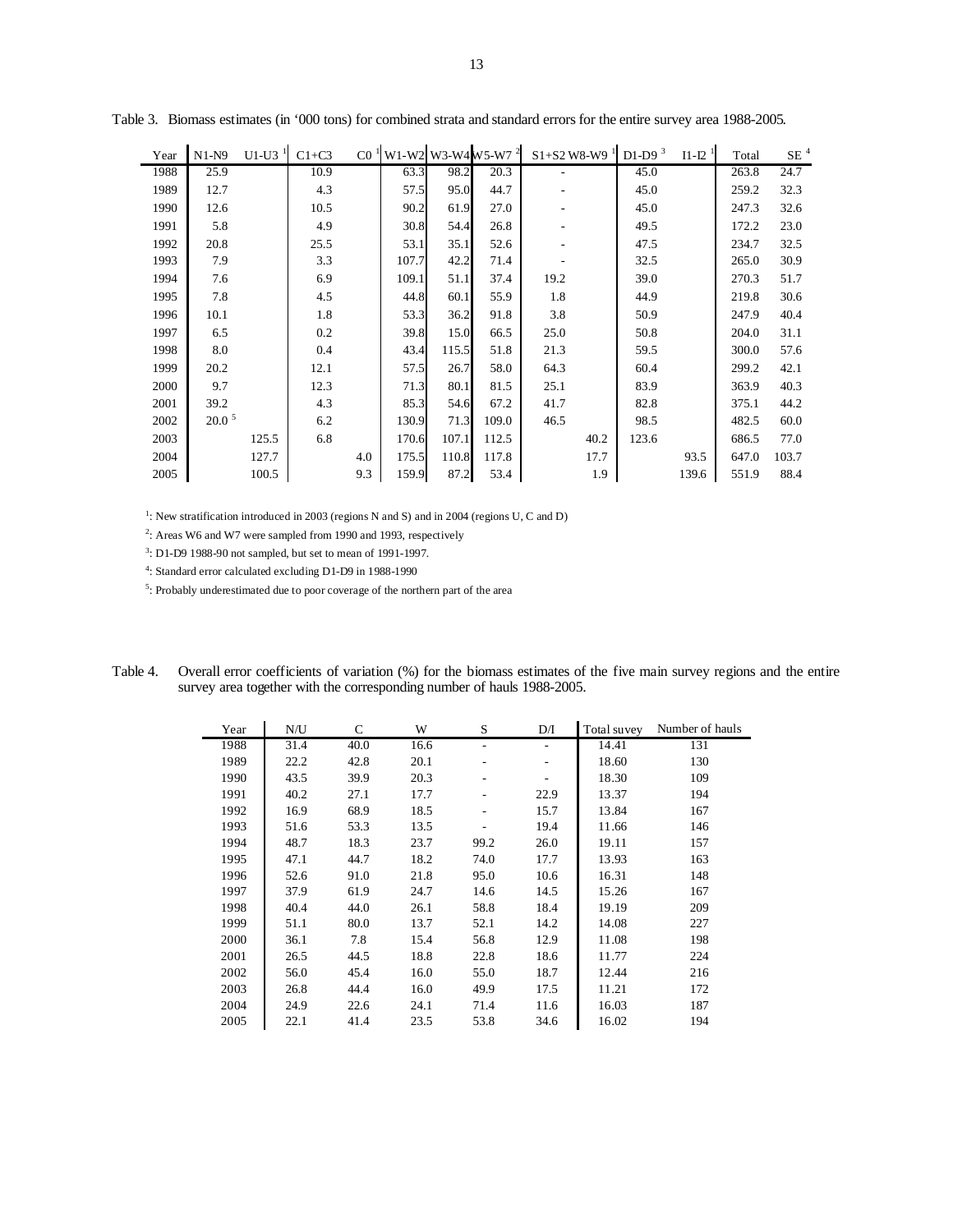Table 3. Biomass estimates (in '000 tons) for combined strata and standard errors for the entire survey area 1988-2005.

| Year | N1-N9 | U1-U3 [1] | C1+C3 | C0 [1] | W1-W2 | W3-W4 | W5-W7 [2] | S1+S2 | W8-W9 [1] | D1-D9 [3] | I1-I2 [1] | Total | SE [4] |
|---|---|---|---|---|---|---|---|---|---|---|---|---|---|
| 1988 | 25.9 | | 10.9 | | 63.3 | 98.2 | 20.3 | - | | 45.0 | | 263.8 | 24.7 |
| 1989 | 12.7 | | 4.3 | | 57.5 | 95.0 | 44.7 | - | | 45.0 | | 259.2 | 32.3 |
| 1990 | 12.6 | | 10.5 | | 90.2 | 61.9 | 27.0 | - | | 45.0 | | 247.3 | 32.6 |
| 1991 | 5.8 | | 4.9 | | 30.8 | 54.4 | 26.8 | - | | 49.5 | | 172.2 | 23.0 |
| 1992 | 20.8 | | 25.5 | | 53.1 | 35.1 | 52.6 | - | | 47.5 | | 234.7 | 32.5 |
| 1993 | 7.9 | | 3.3 | | 107.7 | 42.2 | 71.4 | - | | 32.5 | | 265.0 | 30.9 |
| 1994 | 7.6 | | 6.9 | | 109.1 | 51.1 | 37.4 | 19.2 | | 39.0 | | 270.3 | 51.7 |
| 1995 | 7.8 | | 4.5 | | 44.8 | 60.1 | 55.9 | 1.8 | | 44.9 | | 219.8 | 30.6 |
| 1996 | 10.1 | | 1.8 | | 53.3 | 36.2 | 91.8 | 3.8 | | 50.9 | | 247.9 | 40.4 |
| 1997 | 6.5 | | 0.2 | | 39.8 | 15.0 | 66.5 | 25.0 | | 50.8 | | 204.0 | 31.1 |
| 1998 | 8.0 | | 0.4 | | 43.4 | 115.5 | 51.8 | 21.3 | | 59.5 | | 300.0 | 57.6 |
| 1999 | 20.2 | | 12.1 | | 57.5 | 26.7 | 58.0 | 64.3 | | 60.4 | | 299.2 | 42.1 |
| 2000 | 9.7 | | 12.3 | | 71.3 | 80.1 | 81.5 | 25.1 | | 83.9 | | 363.9 | 40.3 |
| 2001 | 39.2 | | 4.3 | | 85.3 | 54.6 | 67.2 | 41.7 | | 82.8 | | 375.1 | 44.2 |
| 2002 | 20.0 [5] | | 6.2 | | 130.9 | 71.3 | 109.0 | 46.5 | | 98.5 | | 482.5 | 60.0 |
| 2003 | | 125.5 | 6.8 | | 170.6 | 107.1 | 112.5 | | 40.2 | 123.6 | | 686.5 | 77.0 |
| 2004 | | 127.7 | | 4.0 | 175.5 | 110.8 | 117.8 | | 17.7 | | 93.5 | 647.0 | 103.7 |
| 2005 | | 100.5 | | 9.3 | 159.9 | 87.2 | 53.4 | | 1.9 | | 139.6 | 551.9 | 88.4 |

[1]: New stratification introduced in 2003 (regions N and S) and in 2004 (regions U, C and D)

[2]: Areas W6 and W7 were sampled from 1990 and 1993, respectively

[3]: D1-D9 1988-90 not sampled, but set to mean of 1991-1997.

[4]: Standard error calculated excluding D1-D9 in 1988-1990

[5]: Probably underestimated due to poor coverage of the northern part of the area

Table 4. Overall error coefficients of variation (%) for the biomass estimates of the five main survey regions and the entire survey area together with the corresponding number of hauls 1988-2005.

| Year | N/U | C | W | S | D/I | Total suvey | Number of hauls |
|---|---|---|---|---|---|---|---|
| 1988 | 31.4 | 40.0 | 16.6 | - | - | 14.41 | 131 |
| 1989 | 22.2 | 42.8 | 20.1 | - | - | 18.60 | 130 |
| 1990 | 43.5 | 39.9 | 20.3 | - | - | 18.30 | 109 |
| 1991 | 40.2 | 27.1 | 17.7 | - | 22.9 | 13.37 | 194 |
| 1992 | 16.9 | 68.9 | 18.5 | - | 15.7 | 13.84 | 167 |
| 1993 | 51.6 | 53.3 | 13.5 | - | 19.4 | 11.66 | 146 |
| 1994 | 48.7 | 18.3 | 23.7 | 99.2 | 26.0 | 19.11 | 157 |
| 1995 | 47.1 | 44.7 | 18.2 | 74.0 | 17.7 | 13.93 | 163 |
| 1996 | 52.6 | 91.0 | 21.8 | 95.0 | 10.6 | 16.31 | 148 |
| 1997 | 37.9 | 61.9 | 24.7 | 14.6 | 14.5 | 15.26 | 167 |
| 1998 | 40.4 | 44.0 | 26.1 | 58.8 | 18.4 | 19.19 | 209 |
| 1999 | 51.1 | 80.0 | 13.7 | 52.1 | 14.2 | 14.08 | 227 |
| 2000 | 36.1 | 7.8 | 15.4 | 56.8 | 12.9 | 11.08 | 198 |
| 2001 | 26.5 | 44.5 | 18.8 | 22.8 | 18.6 | 11.77 | 224 |
| 2002 | 56.0 | 45.4 | 16.0 | 55.0 | 18.7 | 12.44 | 216 |
| 2003 | 26.8 | 44.4 | 16.0 | 49.9 | 17.5 | 11.21 | 172 |
| 2004 | 24.9 | 22.6 | 24.1 | 71.4 | 11.6 | 16.03 | 187 |
| 2005 | 22.1 | 41.4 | 23.5 | 53.8 | 34.6 | 16.02 | 194 |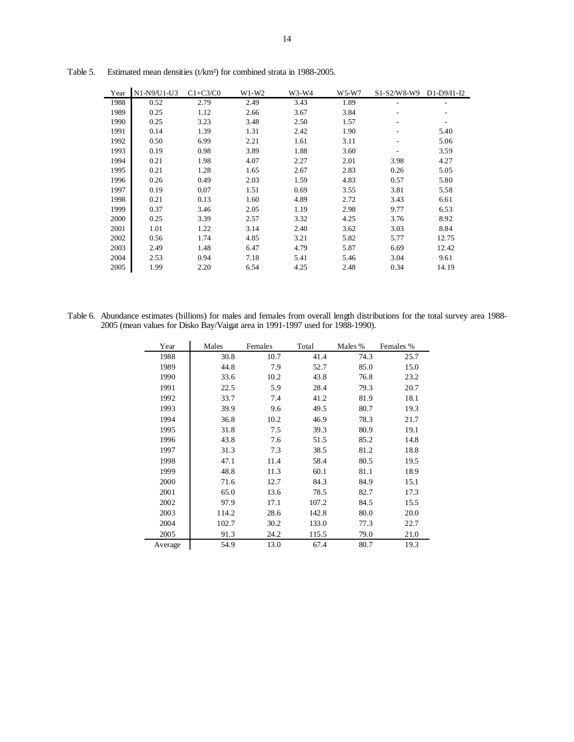Table 5. Estimated mean densities (t/km²) for combined strata in 1988-2005.

| Year | N1-N9/U1-U3 | C1+C3/C0 | W1-W2 | W3-W4 | W5-W7 | S1-S2/W8-W9 | D1-D9/I1-I2 |
|---|---|---|---|---|---|---|---|
| 1988 | 0.52 | 2.79 | 2.49 | 3.43 | 1.89 | - | - |
| 1989 | 0.25 | 1.12 | 2.66 | 3.67 | 3.84 | - | - |
| 1990 | 0.25 | 3.23 | 3.48 | 2.50 | 1.57 | - | - |
| 1991 | 0.14 | 1.39 | 1.31 | 2.42 | 1.90 | - | 5.40 |
| 1992 | 0.50 | 6.99 | 2.21 | 1.61 | 3.11 | - | 5.06 |
| 1993 | 0.19 | 0.98 | 3.89 | 1.88 | 3.60 | - | 3.59 |
| 1994 | 0.21 | 1.98 | 4.07 | 2.27 | 2.01 | 3.98 | 4.27 |
| 1995 | 0.21 | 1.28 | 1.65 | 2.67 | 2.83 | 0.26 | 5.05 |
| 1996 | 0.26 | 0.49 | 2.03 | 1.59 | 4.83 | 0.57 | 5.80 |
| 1997 | 0.19 | 0.07 | 1.51 | 0.69 | 3.55 | 3.81 | 5.58 |
| 1998 | 0.21 | 0.13 | 1.60 | 4.89 | 2.72 | 3.43 | 6.61 |
| 1999 | 0.37 | 3.46 | 2.05 | 1.19 | 2.98 | 9.77 | 6.53 |
| 2000 | 0.25 | 3.39 | 2.57 | 3.32 | 4.25 | 3.76 | 8.92 |
| 2001 | 1.01 | 1.22 | 3.14 | 2.40 | 3.62 | 3.03 | 8.84 |
| 2002 | 0.56 | 1.74 | 4.85 | 3.21 | 5.82 | 5.77 | 12.75 |
| 2003 | 2.49 | 1.48 | 6.47 | 4.79 | 5.87 | 6.69 | 12.42 |
| 2004 | 2.53 | 0.94 | 7.18 | 5.41 | 5.46 | 3.04 | 9.61 |
| 2005 | 1.99 | 2.20 | 6.54 | 4.25 | 2.48 | 0.34 | 14.19 |

Table 6. Abundance estimates (billions) for males and females from overall length distributions for the total survey area 1988-2005 (mean values for Disko Bay/Vaigat area in 1991-1997 used for 1988-1990).

| Year | Males | Females | Total | Males % | Females % |
|---|---|---|---|---|---|
| 1988 | 30.8 | 10.7 | 41.4 | 74.3 | 25.7 |
| 1989 | 44.8 | 7.9 | 52.7 | 85.0 | 15.0 |
| 1990 | 33.6 | 10.2 | 43.8 | 76.8 | 23.2 |
| 1991 | 22.5 | 5.9 | 28.4 | 79.3 | 20.7 |
| 1992 | 33.7 | 7.4 | 41.2 | 81.9 | 18.1 |
| 1993 | 39.9 | 9.6 | 49.5 | 80.7 | 19.3 |
| 1994 | 36.8 | 10.2 | 46.9 | 78.3 | 21.7 |
| 1995 | 31.8 | 7.5 | 39.3 | 80.9 | 19.1 |
| 1996 | 43.8 | 7.6 | 51.5 | 85.2 | 14.8 |
| 1997 | 31.3 | 7.3 | 38.5 | 81.2 | 18.8 |
| 1998 | 47.1 | 11.4 | 58.4 | 80.5 | 19.5 |
| 1999 | 48.8 | 11.3 | 60.1 | 81.1 | 18.9 |
| 2000 | 71.6 | 12.7 | 84.3 | 84.9 | 15.1 |
| 2001 | 65.0 | 13.6 | 78.5 | 82.7 | 17.3 |
| 2002 | 97.9 | 17.1 | 107.2 | 84.5 | 15.5 |
| 2003 | 114.2 | 28.6 | 142.8 | 80.0 | 20.0 |
| 2004 | 102.7 | 30.2 | 133.0 | 77.3 | 22.7 |
| 2005 | 91.3 | 24.2 | 115.5 | 79.0 | 21.0 |
| Average | 54.9 | 13.0 | 67.4 | 80.7 | 19.3 |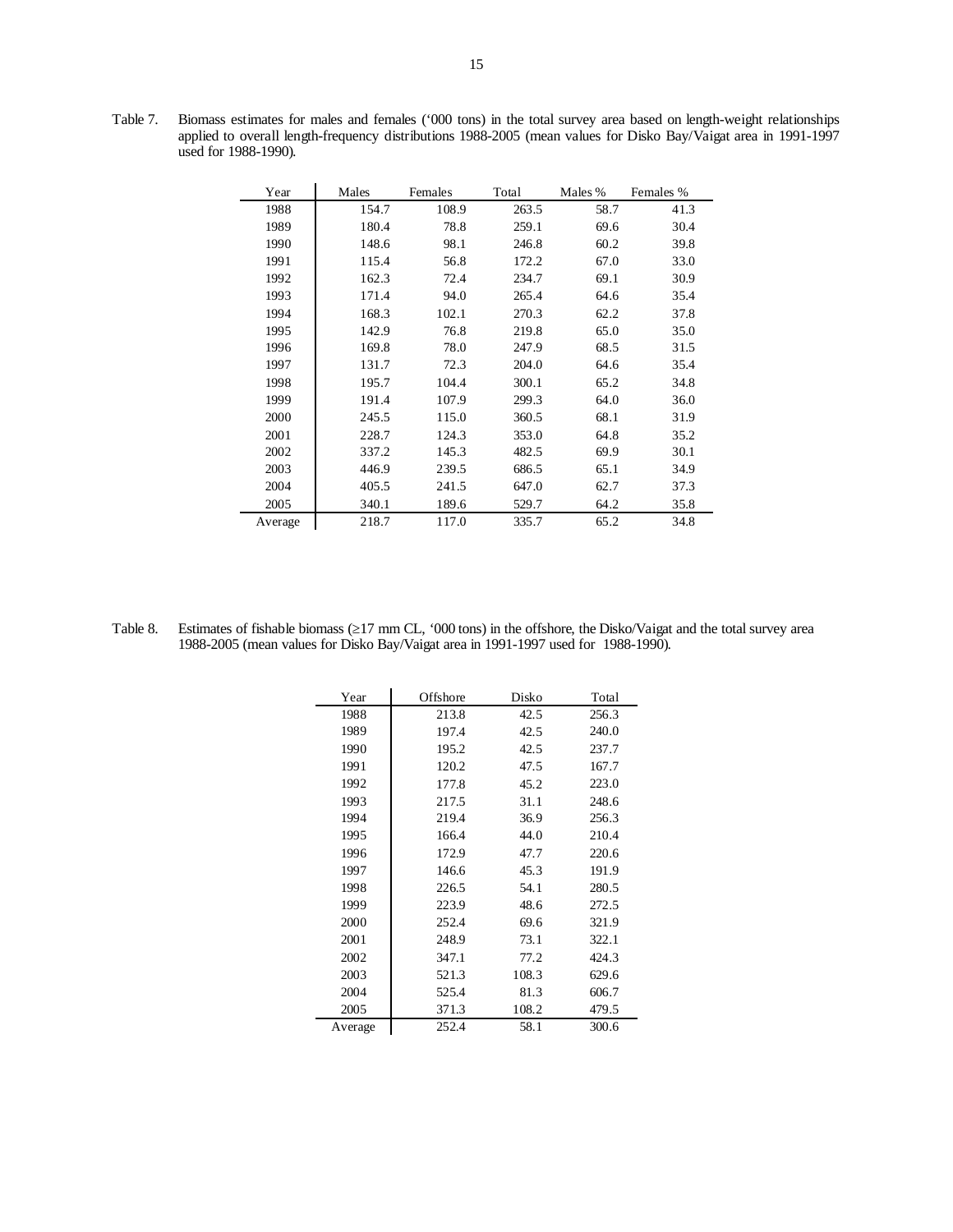Table 7. Biomass estimates for males and females ('000 tons) in the total survey area based on length-weight relationships applied to overall length-frequency distributions 1988-2005 (mean values for Disko Bay/Vaigat area in 1991-1997 used for 1988-1990).

| Year | Males | Females | Total | Males % | Females % |
|---|---|---|---|---|---|
| 1988 | 154.7 | 108.9 | 263.5 | 58.7 | 41.3 |
| 1989 | 180.4 | 78.8 | 259.1 | 69.6 | 30.4 |
| 1990 | 148.6 | 98.1 | 246.8 | 60.2 | 39.8 |
| 1991 | 115.4 | 56.8 | 172.2 | 67.0 | 33.0 |
| 1992 | 162.3 | 72.4 | 234.7 | 69.1 | 30.9 |
| 1993 | 171.4 | 94.0 | 265.4 | 64.6 | 35.4 |
| 1994 | 168.3 | 102.1 | 270.3 | 62.2 | 37.8 |
| 1995 | 142.9 | 76.8 | 219.8 | 65.0 | 35.0 |
| 1996 | 169.8 | 78.0 | 247.9 | 68.5 | 31.5 |
| 1997 | 131.7 | 72.3 | 204.0 | 64.6 | 35.4 |
| 1998 | 195.7 | 104.4 | 300.1 | 65.2 | 34.8 |
| 1999 | 191.4 | 107.9 | 299.3 | 64.0 | 36.0 |
| 2000 | 245.5 | 115.0 | 360.5 | 68.1 | 31.9 |
| 2001 | 228.7 | 124.3 | 353.0 | 64.8 | 35.2 |
| 2002 | 337.2 | 145.3 | 482.5 | 69.9 | 30.1 |
| 2003 | 446.9 | 239.5 | 686.5 | 65.1 | 34.9 |
| 2004 | 405.5 | 241.5 | 647.0 | 62.7 | 37.3 |
| 2005 | 340.1 | 189.6 | 529.7 | 64.2 | 35.8 |
| Average | 218.7 | 117.0 | 335.7 | 65.2 | 34.8 |

Table 8. Estimates of fishable biomass (≥17 mm CL, '000 tons) in the offshore, the Disko/Vaigat and the total survey area 1988-2005 (mean values for Disko Bay/Vaigat area in 1991-1997 used for 1988-1990).

| Year | Offshore | Disko | Total |
|---|---|---|---|
| 1988 | 213.8 | 42.5 | 256.3 |
| 1989 | 197.4 | 42.5 | 240.0 |
| 1990 | 195.2 | 42.5 | 237.7 |
| 1991 | 120.2 | 47.5 | 167.7 |
| 1992 | 177.8 | 45.2 | 223.0 |
| 1993 | 217.5 | 31.1 | 248.6 |
| 1994 | 219.4 | 36.9 | 256.3 |
| 1995 | 166.4 | 44.0 | 210.4 |
| 1996 | 172.9 | 47.7 | 220.6 |
| 1997 | 146.6 | 45.3 | 191.9 |
| 1998 | 226.5 | 54.1 | 280.5 |
| 1999 | 223.9 | 48.6 | 272.5 |
| 2000 | 252.4 | 69.6 | 321.9 |
| 2001 | 248.9 | 73.1 | 322.1 |
| 2002 | 347.1 | 77.2 | 424.3 |
| 2003 | 521.3 | 108.3 | 629.6 |
| 2004 | 525.4 | 81.3 | 606.7 |
| 2005 | 371.3 | 108.2 | 479.5 |
| Average | 252.4 | 58.1 | 300.6 |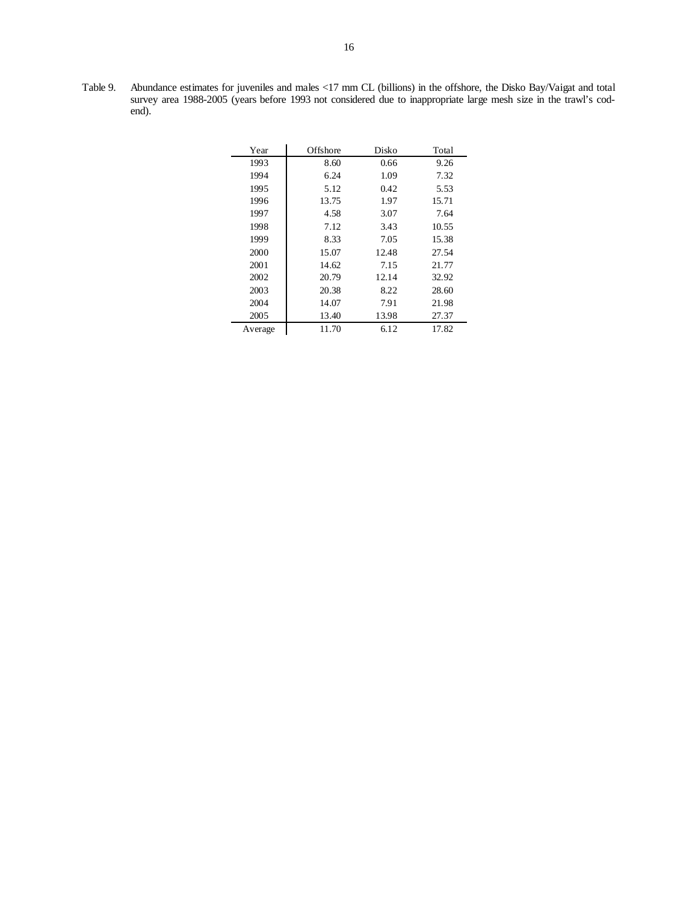Table 9. Abundance estimates for juveniles and males <17 mm CL (billions) in the offshore, the Disko Bay/Vaigat and total survey area 1988-2005 (years before 1993 not considered due to inappropriate large mesh size in the trawl's cod-end).

| Year | Offshore | Disko | Total |
|---|---|---|---|
| 1993 | 8.60 | 0.66 | 9.26 |
| 1994 | 6.24 | 1.09 | 7.32 |
| 1995 | 5.12 | 0.42 | 5.53 |
| 1996 | 13.75 | 1.97 | 15.71 |
| 1997 | 4.58 | 3.07 | 7.64 |
| 1998 | 7.12 | 3.43 | 10.55 |
| 1999 | 8.33 | 7.05 | 15.38 |
| 2000 | 15.07 | 12.48 | 27.54 |
| 2001 | 14.62 | 7.15 | 21.77 |
| 2002 | 20.79 | 12.14 | 32.92 |
| 2003 | 20.38 | 8.22 | 28.60 |
| 2004 | 14.07 | 7.91 | 21.98 |
| 2005 | 13.40 | 13.98 | 27.37 |
| Average | 11.70 | 6.12 | 17.82 |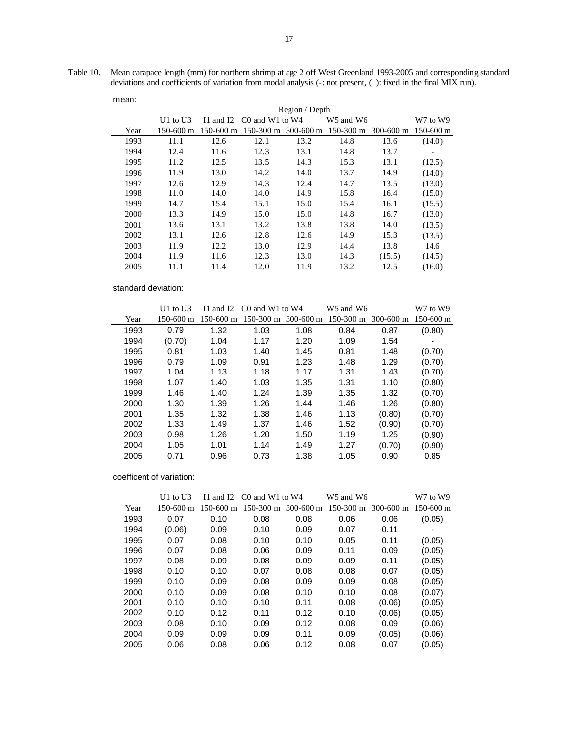Table 10. Mean carapace length (mm) for northern shrimp at age 2 off West Greenland 1993-2005 and corresponding standard deviations and coefficients of variation from modal analysis (-: not present, ( ): fixed in the final MIX run).

mean:

| | Region / Depth | | | | | | |
|---|---|---|---|---|---|---|---|
| | U1 to U3 | I1 and I2 | C0 and W1 to W4 | | W5 and W6 | | W7 to W9 |
| Year | 150-600 m | 150-600 m | 150-300 m | 300-600 m | 150-300 m | 300-600 m | 150-600 m |
| 1993 | 11.1 | 12.6 | 12.1 | 13.2 | 14.8 | 13.6 | (14.0) |
| 1994 | 12.4 | 11.6 | 12.3 | 13.1 | 14.8 | 13.7 | - |
| 1995 | 11.2 | 12.5 | 13.5 | 14.3 | 15.3 | 13.1 | (12.5) |
| 1996 | 11.9 | 13.0 | 14.2 | 14.0 | 13.7 | 14.9 | (14.0) |
| 1997 | 12.6 | 12.9 | 14.3 | 12.4 | 14.7 | 13.5 | (13.0) |
| 1998 | 11.0 | 14.0 | 14.0 | 14.9 | 15.8 | 16.4 | (15.0) |
| 1999 | 14.7 | 15.4 | 15.1 | 15.0 | 15.4 | 16.1 | (15.5) |
| 2000 | 13.3 | 14.9 | 15.0 | 15.0 | 14.8 | 16.7 | (13.0) |
| 2001 | 13.6 | 13.1 | 13.2 | 13.8 | 13.8 | 14.0 | (13.5) |
| 2002 | 13.1 | 12.6 | 12.8 | 12.6 | 14.9 | 15.3 | (13.5) |
| 2003 | 11.9 | 12.2 | 13.0 | 12.9 | 14.4 | 13.8 | 14.6 |
| 2004 | 11.9 | 11.6 | 12.3 | 13.0 | 14.3 | (15.5) | (14.5) |
| 2005 | 11.1 | 11.4 | 12.0 | 11.9 | 13.2 | 12.5 | (16.0) |

standard deviation:

| | U1 to U3 | I1 and I2 | C0 and W1 to W4 | | W5 and W6 | | W7 to W9 |
|---|---|---|---|---|---|---|---|
| Year | 150-600 m | 150-600 m | 150-300 m | 300-600 m | 150-300 m | 300-600 m | 150-600 m |
| 1993 | 0.79 | 1.32 | 1.03 | 1.08 | 0.84 | 0.87 | (0.80) |
| 1994 | (0.70) | 1.04 | 1.17 | 1.20 | 1.09 | 1.54 | - |
| 1995 | 0.81 | 1.03 | 1.40 | 1.45 | 0.81 | 1.48 | (0.70) |
| 1996 | 0.79 | 1.09 | 0.91 | 1.23 | 1.48 | 1.29 | (0.70) |
| 1997 | 1.04 | 1.13 | 1.18 | 1.17 | 1.31 | 1.43 | (0.70) |
| 1998 | 1.07 | 1.40 | 1.03 | 1.35 | 1.31 | 1.10 | (0.80) |
| 1999 | 1.46 | 1.40 | 1.24 | 1.39 | 1.35 | 1.32 | (0.70) |
| 2000 | 1.30 | 1.39 | 1.26 | 1.44 | 1.46 | 1.26 | (0.80) |
| 2001 | 1.35 | 1.32 | 1.38 | 1.46 | 1.13 | (0.80) | (0.70) |
| 2002 | 1.33 | 1.49 | 1.37 | 1.46 | 1.52 | (0.90) | (0.70) |
| 2003 | 0.98 | 1.26 | 1.20 | 1.50 | 1.19 | 1.25 | (0.90) |
| 2004 | 1.05 | 1.01 | 1.14 | 1.49 | 1.27 | (0.70) | (0.90) |
| 2005 | 0.71 | 0.96 | 0.73 | 1.38 | 1.05 | 0.90 | 0.85 |

coefficent of variation:

| | U1 to U3 | I1 and I2 | C0 and W1 to W4 | | W5 and W6 | | W7 to W9 |
|---|---|---|---|---|---|---|---|
| Year | 150-600 m | 150-600 m | 150-300 m | 300-600 m | 150-300 m | 300-600 m | 150-600 m |
| 1993 | 0.07 | 0.10 | 0.08 | 0.08 | 0.06 | 0.06 | (0.05) |
| 1994 | (0.06) | 0.09 | 0.10 | 0.09 | 0.07 | 0.11 | - |
| 1995 | 0.07 | 0.08 | 0.10 | 0.10 | 0.05 | 0.11 | (0.05) |
| 1996 | 0.07 | 0.08 | 0.06 | 0.09 | 0.11 | 0.09 | (0.05) |
| 1997 | 0.08 | 0.09 | 0.08 | 0.09 | 0.09 | 0.11 | (0.05) |
| 1998 | 0.10 | 0.10 | 0.07 | 0.08 | 0.08 | 0.07 | (0.05) |
| 1999 | 0.10 | 0.09 | 0.08 | 0.09 | 0.09 | 0.08 | (0.05) |
| 2000 | 0.10 | 0.09 | 0.08 | 0.10 | 0.10 | 0.08 | (0.07) |
| 2001 | 0.10 | 0.10 | 0.10 | 0.11 | 0.08 | (0.06) | (0.05) |
| 2002 | 0.10 | 0.12 | 0.11 | 0.12 | 0.10 | (0.06) | (0.05) |
| 2003 | 0.08 | 0.10 | 0.09 | 0.12 | 0.08 | 0.09 | (0.06) |
| 2004 | 0.09 | 0.09 | 0.09 | 0.11 | 0.09 | (0.05) | (0.06) |
| 2005 | 0.06 | 0.08 | 0.06 | 0.12 | 0.08 | 0.07 | (0.05) |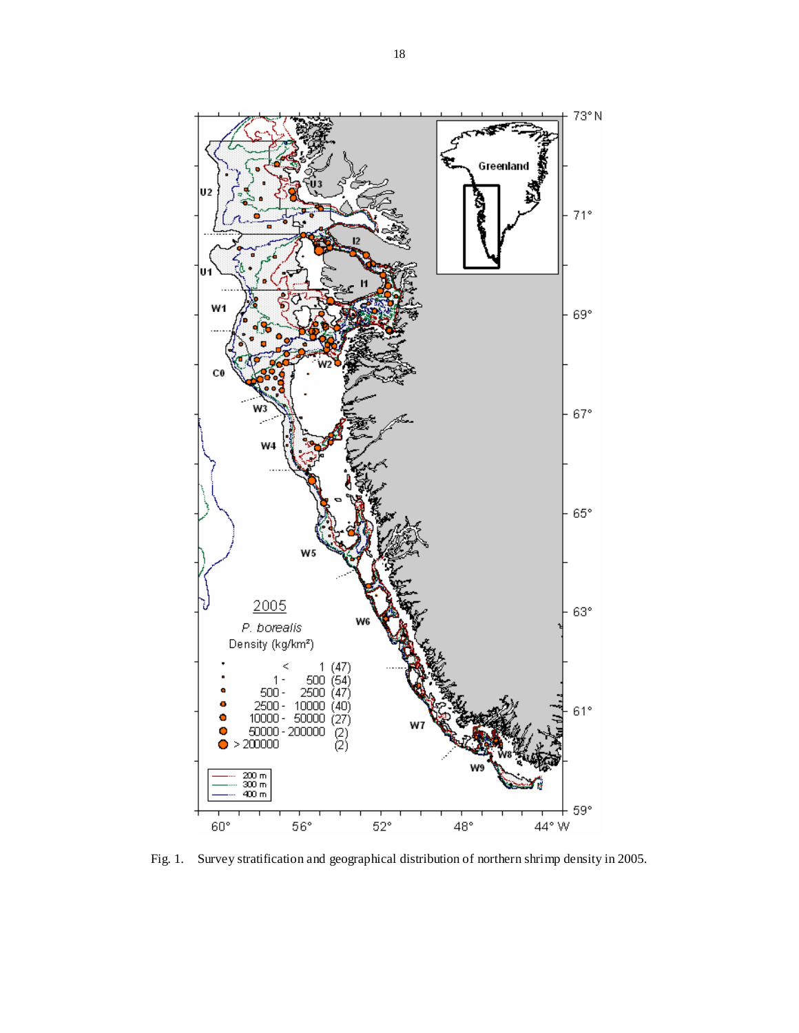2005

*P. borealis*

Density (kg/km²)

< 1 (47)
1 - 500 (54)
500 - 2500 (47)
2500 - 10000 (40)
10000 - 50000 (27)
50000 - 200000 (2)
> 200000 (2)

200 m
300 m
400 m

Greenland

U2, U3, U1, I2, I1, W1, W2, C0, W3, W4, W5, W6, W7, W8, W9

73° N, 71°, 69°, 67°, 65°, 63°, 61°, 59°

60°, 56°, 52°, 48°, 44° W

Fig. 1. Survey stratification and geographical distribution of northern shrimp density in 2005.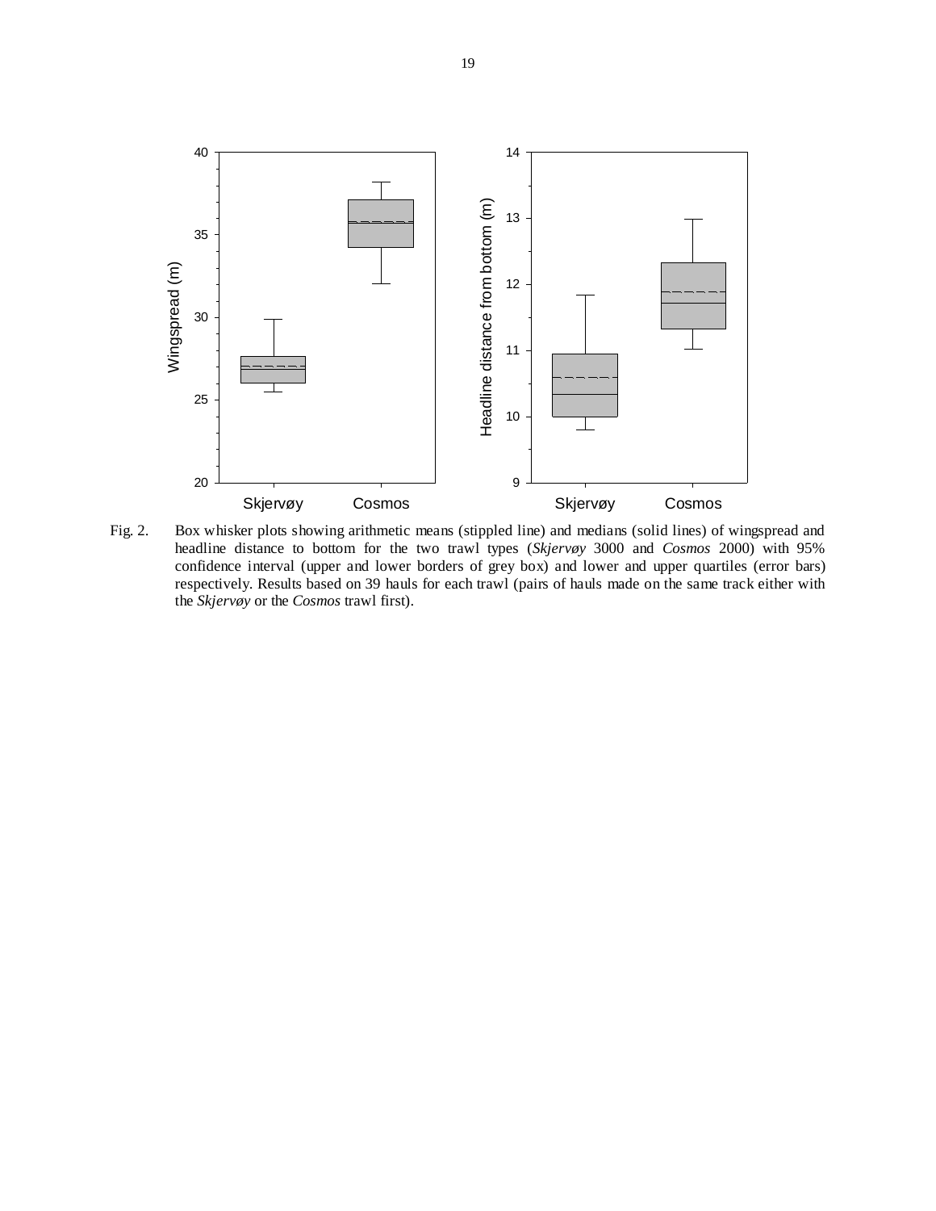40

35

30

25

20

Wingspread (m)

Skjervøy

Cosmos

14

13

12

11

10

9

Headline distance from bottom (m)

Skjervøy

Cosmos

Fig. 2. Box whisker plots showing arithmetic means (stippled line) and medians (solid lines) of wingspread and headline distance to bottom for the two trawl types (*Skjervøy* 3000 and *Cosmos* 2000) with 95% confidence interval (upper and lower borders of grey box) and lower and upper quartiles (error bars) respectively. Results based on 39 hauls for each trawl (pairs of hauls made on the same track either with the *Skjervøy* or the *Cosmos* trawl first).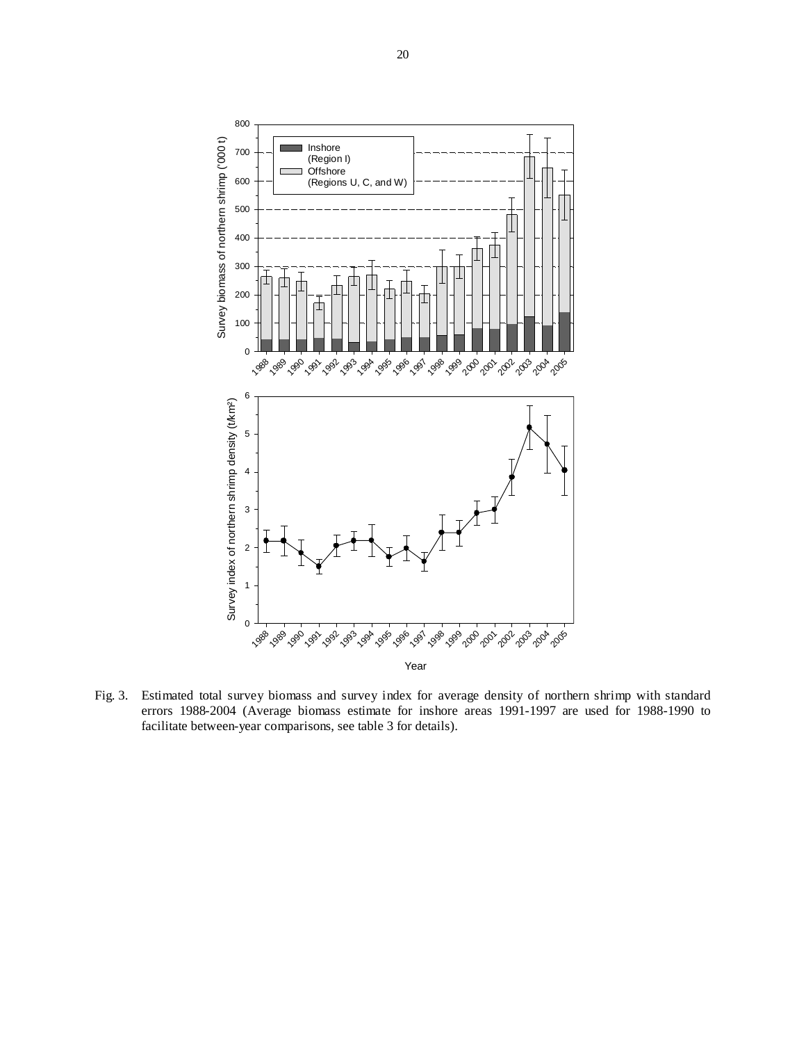Inshore
(Region I)
Offshore
(Regions U, C, and W)

Survey biomass of northern shrimp ('000 t)

0
100
200
300
400
500
600
700
800

1988 1989 1990 1991 1992 1993 1994 1995 1996 1997 1998 1999 2000 2001 2002 2003 2004 2005

Survey index of northern shrimp density (t/km²)

0
1
2
3
4
5
6

1988 1989 1990 1991 1992 1993 1994 1995 1996 1997 1998 1999 2000 2001 2002 2003 2004 2005

Year

Fig. 3. Estimated total survey biomass and survey index for average density of northern shrimp with standard errors 1988-2004 (Average biomass estimate for inshore areas 1991-1997 are used for 1988-1990 to facilitate between-year comparisons, see table 3 for details).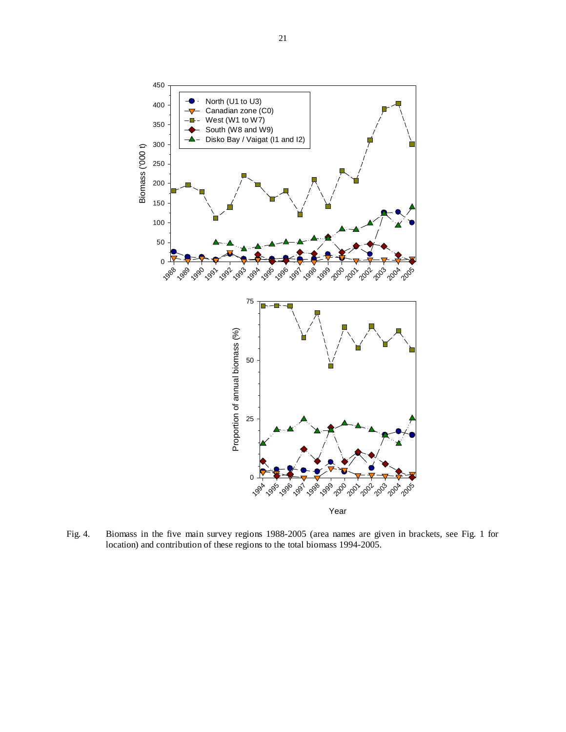450
400
350
300
250
200
150
100
50
0

Biomass ('000 t)

North (U1 to U3)
Canadian zone (C0)
West (W1 to W7)
South (W8 and W9)
Disko Bay / Vaigat (I1 and I2)

1988 1989 1990 1991 1992 1993 1994 1995 1996 1997 1998 1999 2000 2001 2002 2003 2004 2005

75
50
25
0

Proportion of annual biomass (%)

1994 1995 1996 1997 1998 1999 2000 2001 2002 2003 2004 2005

Year

Fig. 4. Biomass in the five main survey regions 1988-2005 (area names are given in brackets, see Fig. 1 for location) and contribution of these regions to the total biomass 1994-2005.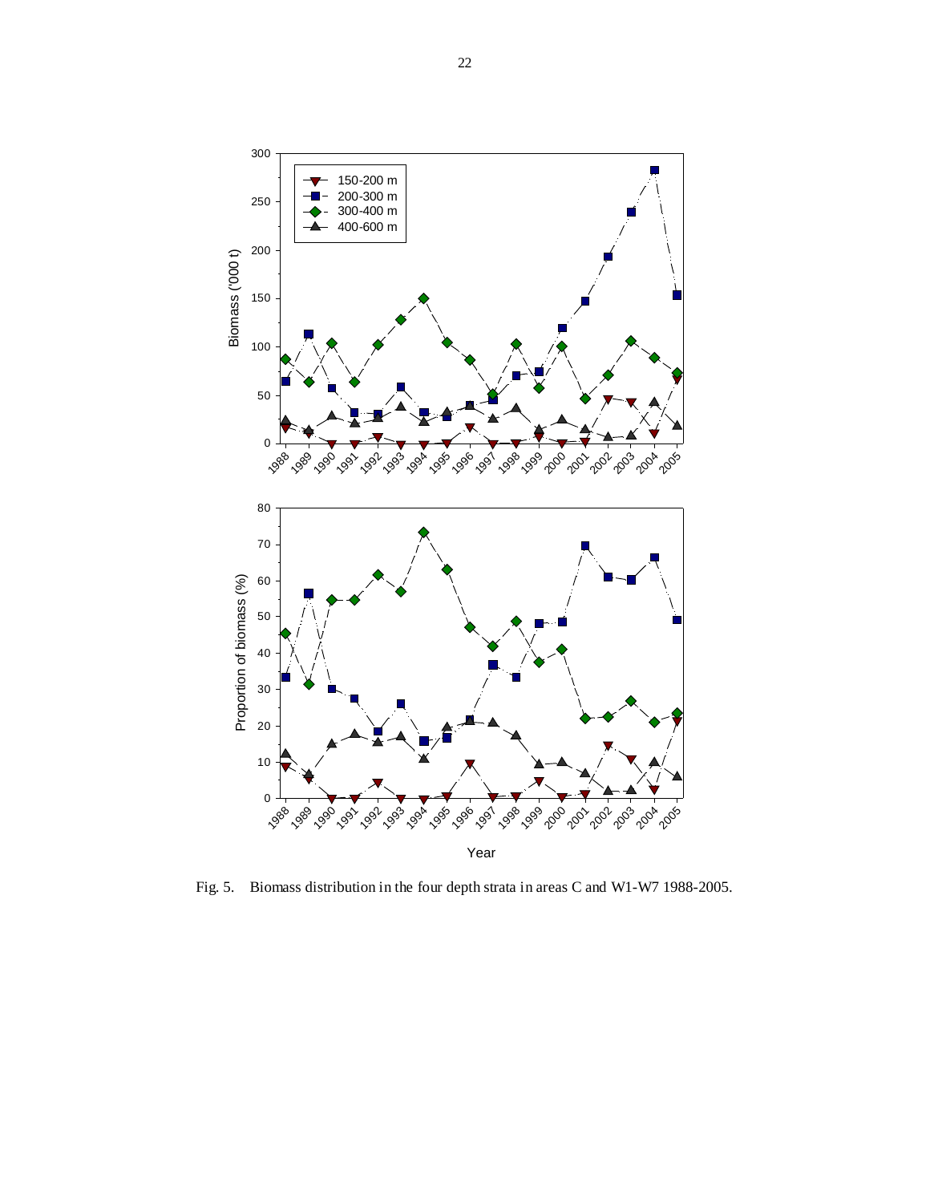300
250
200
150
100
50
0

Biomass ('000 t)

150-200 m
200-300 m
300-400 m
400-600 m

1988 1989 1990 1991 1992 1993 1994 1995 1996 1997 1998 1999 2000 2001 2002 2003 2004 2005

80
70
60
50
40
30
20
10
0

Proportion of biomass (%)

1988 1989 1990 1991 1992 1993 1994 1995 1996 1997 1998 1999 2000 2001 2002 2003 2004 2005

Year

Fig. 5. Biomass distribution in the four depth strata in areas C and W1-W7 1988-2005.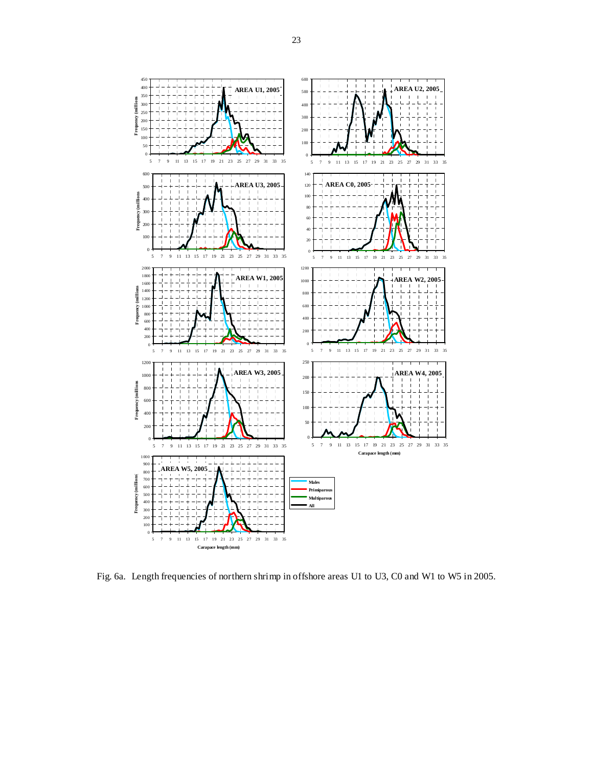AREA U1, 2005

Frequency (millions

450
400
350
300
250
200
150
100
50
0

5 7 9 11 13 15 17 19 21 23 25 27 29 31 33 35

AREA U2, 2005

600
500
400
300
200
100
0

5 7 9 11 13 15 17 19 21 23 25 27 29 31 33 35

AREA U3, 2005

Frequency (millions

600
500
400
300
200
100
0

5 7 9 11 13 15 17 19 21 23 25 27 29 31 33 35

AREA C0, 2005

140
120
100
80
60
40
20
0

5 7 9 11 13 15 17 19 21 23 25 27 29 31 33 35

AREA W1, 2005

Frequency (millions

2000
1800
1600
1400
1200
1000
800
600
400
200
0

5 7 9 11 13 15 17 19 21 23 25 27 29 31 33 35

AREA W2, 2005

1200
1000
800
600
400
200
0

5 7 9 11 13 15 17 19 21 23 25 27 29 31 33 35

AREA W3, 2005

Frequency (millions

1200
1000
800
600
400
200
0

5 7 9 11 13 15 17 19 21 23 25 27 29 31 33 35

AREA W4, 2005

250
200
150
100
50
0

5 7 9 11 13 15 17 19 21 23 25 27 29 31 33 35

Carapace length (mm)

AREA W5, 2005

Frequency (millions

1000
900
800
700
600
500
400
300
200
100
0

5 7 9 11 13 15 17 19 21 23 25 27 29 31 33 35

Carapace length (mm)

Males
Primiparous
Multiparous
All

Fig. 6a. Length frequencies of northern shrimp in offshore areas U1 to U3, C0 and W1 to W5 in 2005.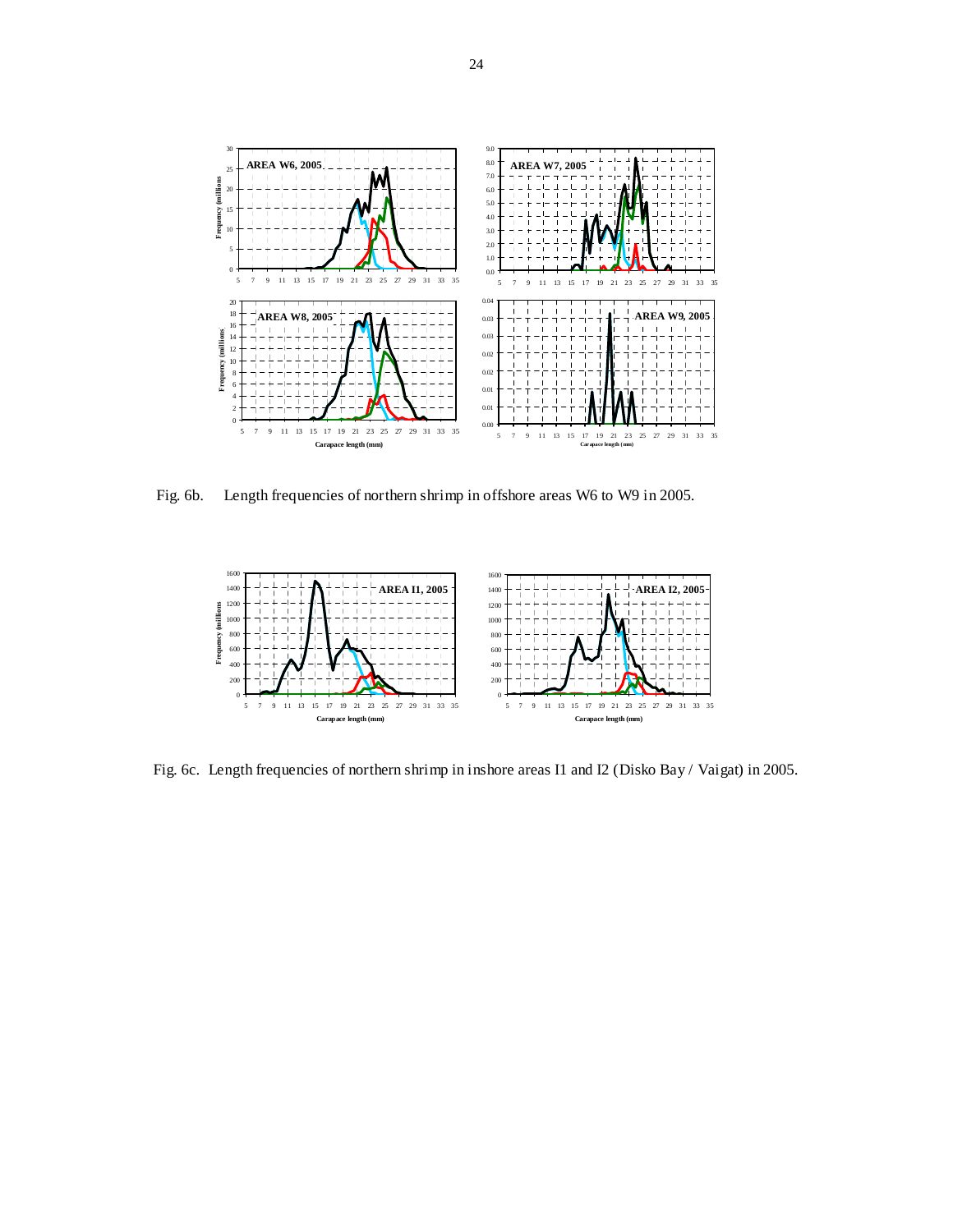AREA W6, 2005

Frequency (millions)

0
5
10
15
20
25
30

5 7 9 11 13 15 17 19 21 23 25 27 29 31 33 35

AREA W7, 2005

0.0
1.0
2.0
3.0
4.0
5.0
6.0
7.0
8.0
9.0

5 7 9 11 13 15 17 19 21 23 25 27 29 31 33 35

AREA W8, 2005

Frequency (millions)

0
2
4
6
8
10
12
14
16
18
20

5 7 9 11 13 15 17 19 21 23 25 27 29 31 33 35

Carapace length (mm)

AREA W9, 2005

0.00
0.01
0.01
0.02
0.02
0.03
0.03
0.04

5 7 9 11 13 15 17 19 21 23 25 27 29 31 33 35

Carapace length (mm)

Fig. 6b. Length frequencies of northern shrimp in offshore areas W6 to W9 in 2005.

AREA I1, 2005

Frequency (millions)

0
200
400
600
800
1000
1200
1400
1600

5 7 9 11 13 15 17 19 21 23 25 27 29 31 33 35

Carapace length (mm)

AREA I2, 2005

0
200
400
600
800
1000
1200
1400
1600

5 7 9 11 13 15 17 19 21 23 25 27 29 31 33 35

Carapace length (mm)

Fig. 6c. Length frequencies of northern shrimp in inshore areas I1 and I2 (Disko Bay / Vaigat) in 2005.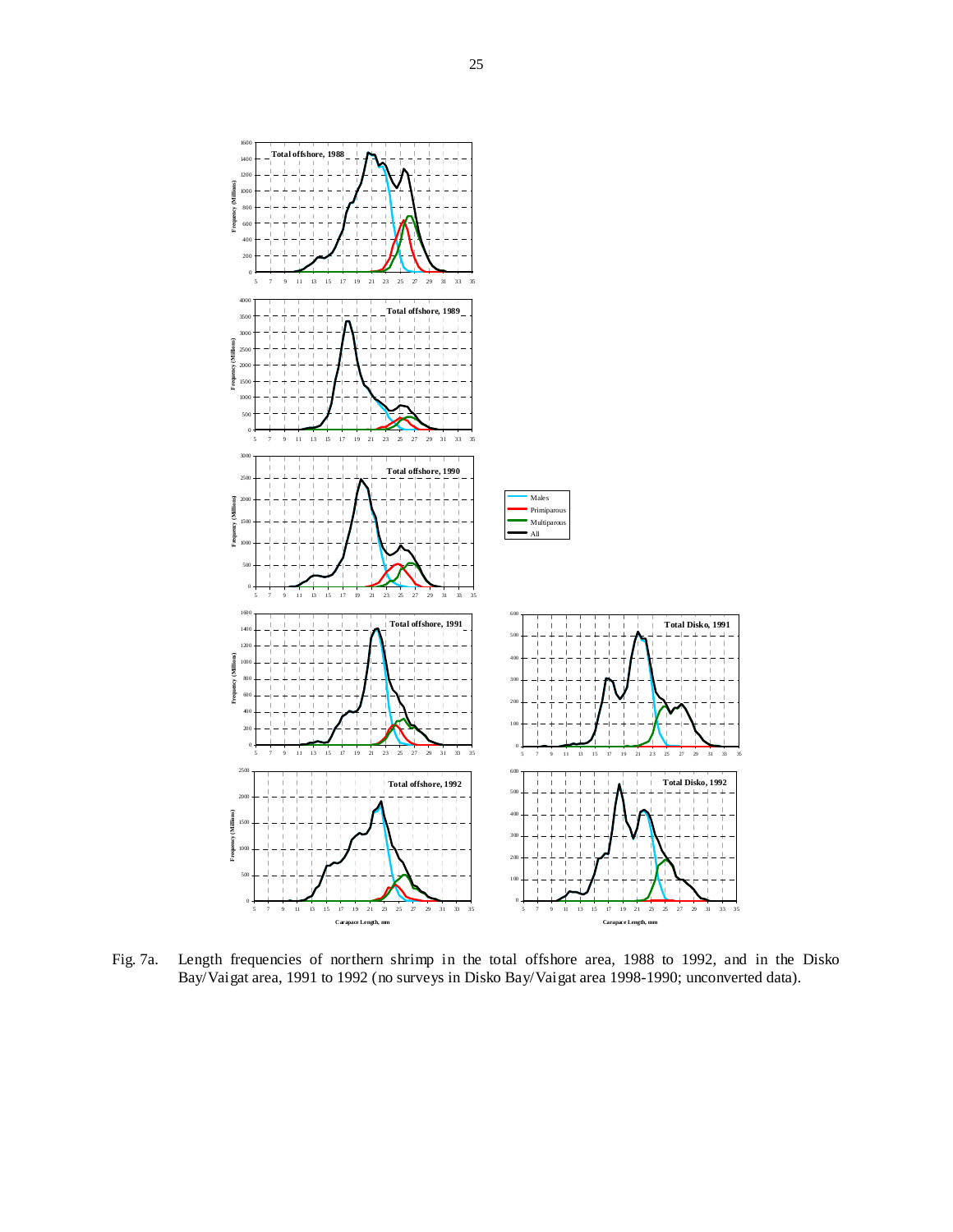Total offshore, 1988

Frequency (Millions)

1600
1400
1200
1000
800
600
400
200
0

5 7 9 11 13 15 17 19 21 23 25 27 29 31 33 35

Total offshore, 1989

4000
3500
3000
2500
2000
1500
1000
500
0

5 7 9 11 13 15 17 19 21 23 25 27 29 31 33 35

Total offshore, 1990

3000
2500
2000
1500
1000
500
0

5 7 9 11 13 15 17 19 21 23 25 27 29 31 33 35

Males
Primiparous
Multiparous
All

Total offshore, 1991

1600
1400
1200
1000
800
600
400
200
0

5 7 9 11 13 15 17 19 21 23 25 27 29 31 33 35

Total Disko, 1991

600
500
400
300
200
100
0

5 7 9 11 13 15 17 19 21 23 25 27 29 31 33 35

Total offshore, 1992

2500
2000
1500
1000
500
0

5 7 9 11 13 15 17 19 21 23 25 27 29 31 33 35

Carapace Length, mm

Total Disko, 1992

600
500
400
300
200
100
0

5 7 9 11 13 15 17 19 21 23 25 27 29 31 33 35

Carapace Length, mm

Fig. 7a. Length frequencies of northern shrimp in the total offshore area, 1988 to 1992, and in the Disko Bay/Vaigat area, 1991 to 1992 (no surveys in Disko Bay/Vaigat area 1998-1990; unconverted data).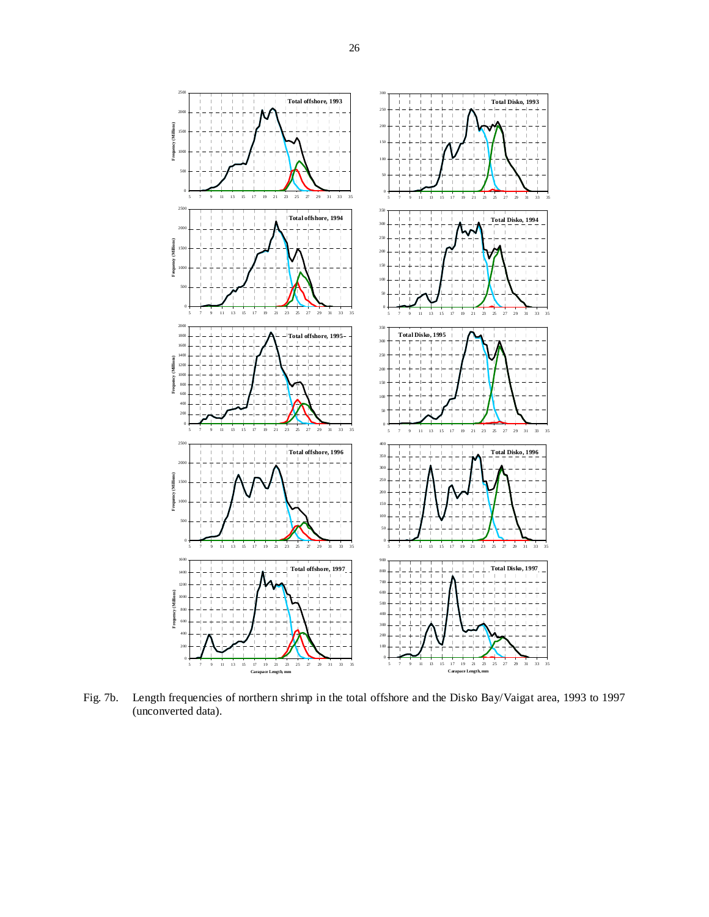Total offshore, 1993

Frequency (Millions)

Total Disko, 1993

Total offshore, 1994

Frequency (Millions)

Total Disko, 1994

Total offshore, 1995

Frequency (Millions)

Total Disko, 1995

Total offshore, 1996

Frequency (Millions)

Total Disko, 1996

Total offshore, 1997

Frequency (Millions)

Carapace Length, mm

Total Disko, 1997

Carapace Length, mm

Fig. 7b. Length frequencies of northern shrimp in the total offshore and the Disko Bay/Vaigat area, 1993 to 1997 (unconverted data).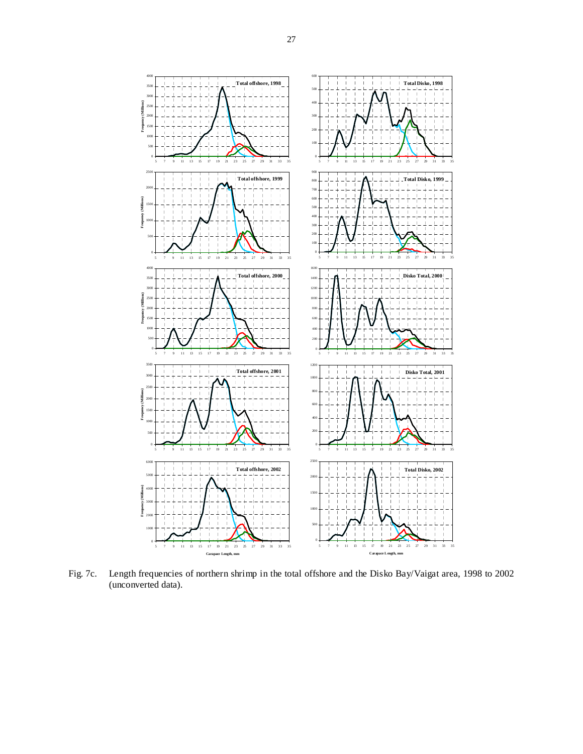Total offshore, 1998

Total Disko, 1998

Total offshore, 1999

Total Disko, 1999

Total offshore, 2000

Disko Total, 2000

Total offshore, 2001

Disko Total, 2001

Total offshore, 2002

Total Disko, 2002

Frequency (Millions)

Carapace Length, mm

Fig. 7c. Length frequencies of northern shrimp in the total offshore and the Disko Bay/Vaigat area, 1998 to 2002 (unconverted data).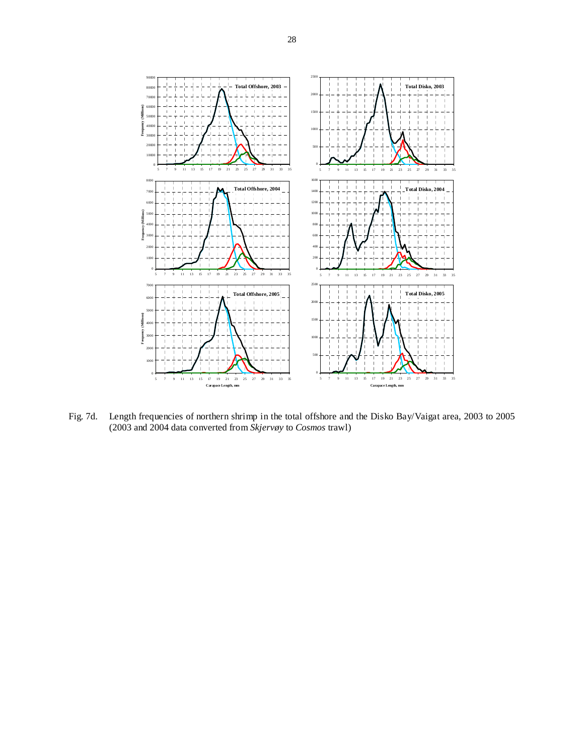Total Offshore, 2003

Frequency (Millions)

90000
80000
70000
60000
50000
40000
30000
20000
10000
0

5 7 9 11 13 15 17 19 21 23 25 27 29 31 33 35

Total Disko, 2003

2500
2000
1500
1000
500
0

5 7 9 11 13 15 17 19 21 23 25 27 29 31 33 35

Total Offshore, 2004

Frequency (Millions)

8000
7000
6000
5000
4000
3000
2000
1000
0

5 7 9 11 13 15 17 19 21 23 25 27 29 31 33 35

Total Disko, 2004

1600
1400
1200
1000
800
600
400
200
0

5 7 9 11 13 15 17 19 21 23 25 27 29 31 33 35

Total Offshore, 2005

Frequency (Millions)

7000
6000
5000
4000
3000
2000
1000
0

5 7 9 11 13 15 17 19 21 23 25 27 29 31 33 35

Carapace Length, mm

Total Disko, 2005

2500
2000
1500
1000
500
0

5 7 9 11 13 15 17 19 21 23 25 27 29 31 33 35

Carapace Length, mm

Fig. 7d. Length frequencies of northern shrimp in the total offshore and the Disko Bay/Vaigat area, 2003 to 2005 (2003 and 2004 data converted from *Skjervøy* to *Cosmos* trawl)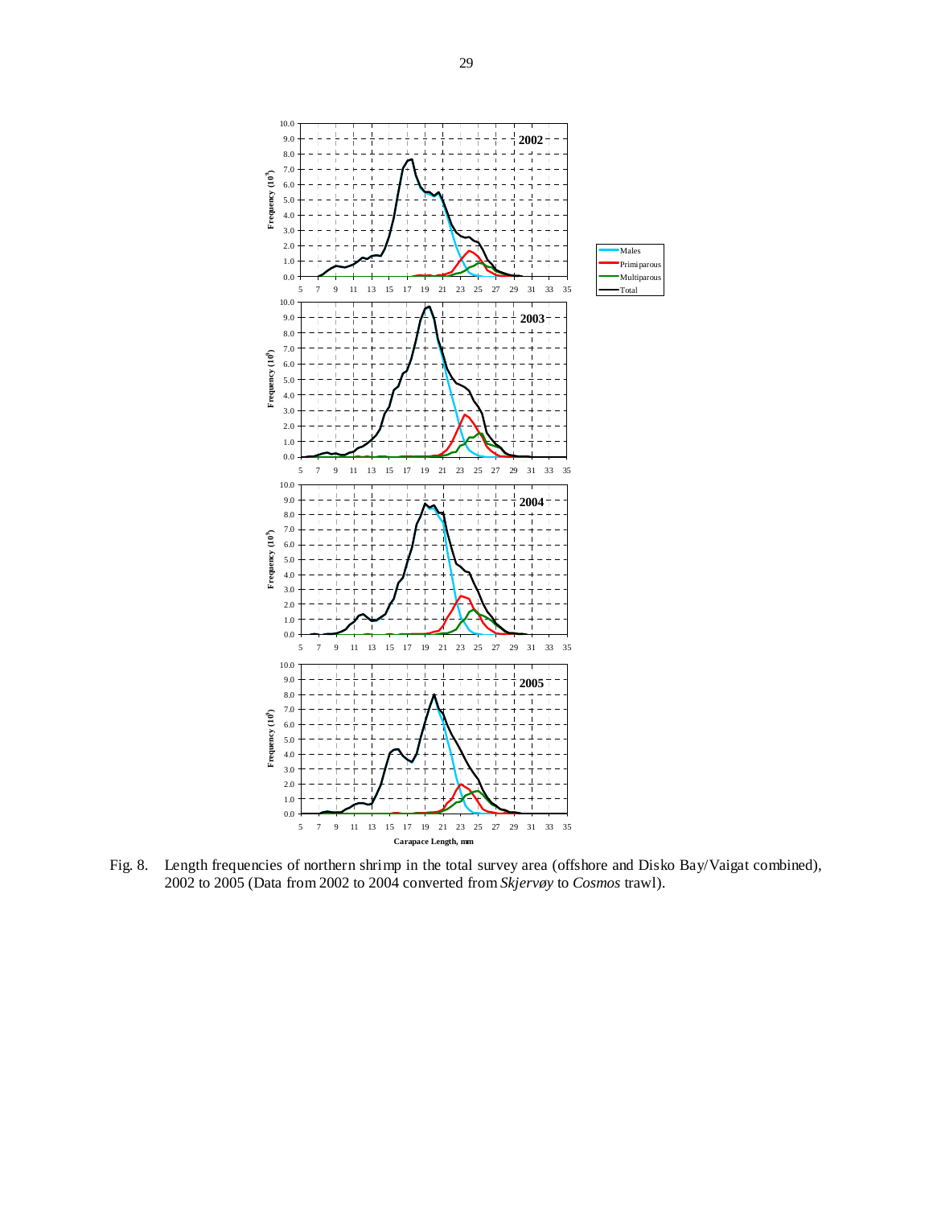10.0
9.0
8.0
7.0
6.0
5.0
4.0
3.0
2.0
1.0
0.0

Frequency ($10^9$)

2002

2003

2004

2005

5 7 9 11 13 15 17 19 21 23 25 27 29 31 33 35

Carapace Length, mm

Males
Primiparous
Multiparous
Total

Fig. 8. Length frequencies of northern shrimp in the total survey area (offshore and Disko Bay/Vaigat combined), 2002 to 2005 (Data from 2002 to 2004 converted from *Skjervøy* to *Cosmos* trawl).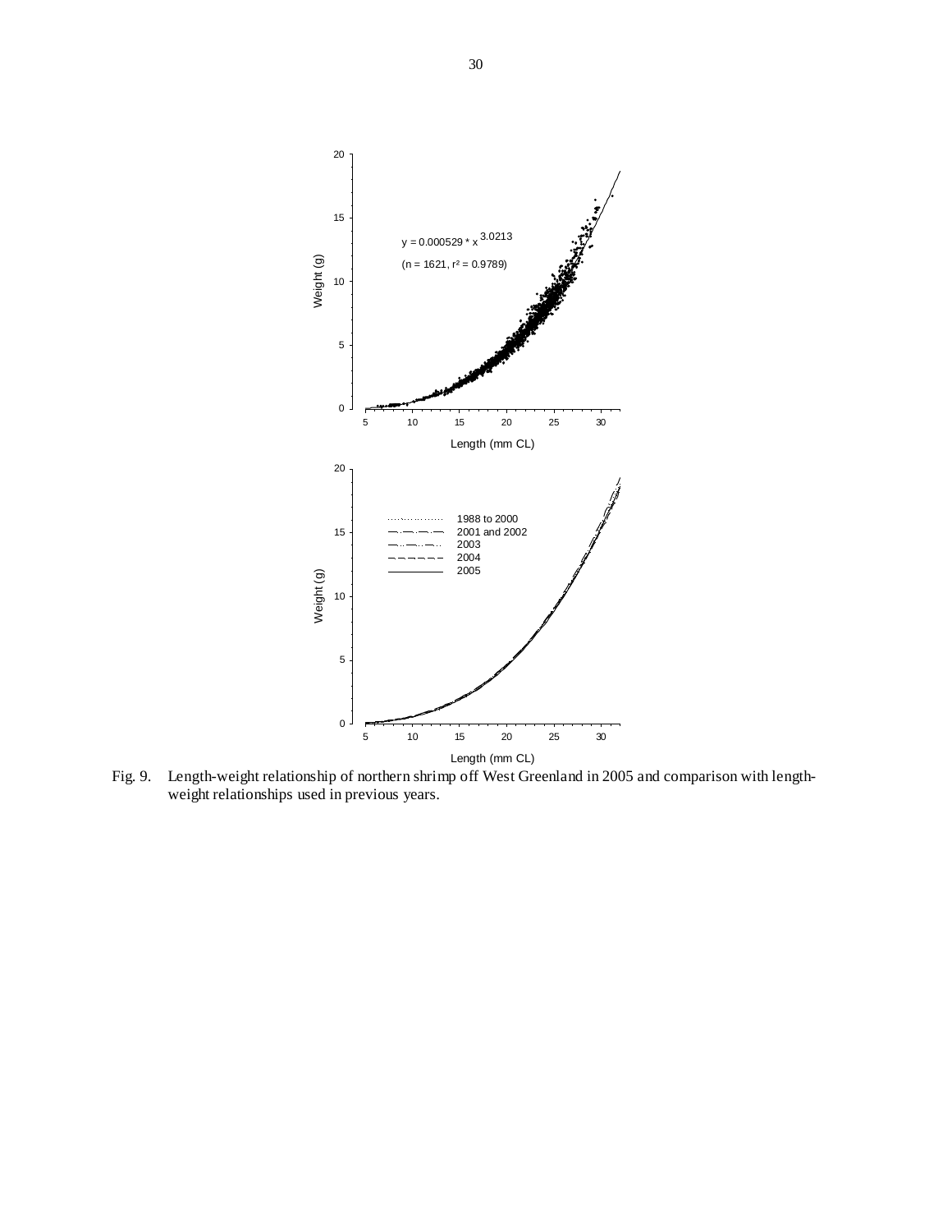20

15

$y = 0.000529 * x^{3.0213}$

($n = 1621$, $r^2 = 0.9789$)

Weight (g)

10

5

0

5 10 15 20 25 30

Length (mm CL)

20

15

1988 to 2000

2001 and 2002

2003

2004

2005

Weight (g)

10

5

0

5 10 15 20 25 30

Length (mm CL)

Fig. 9. Length-weight relationship of northern shrimp off West Greenland in 2005 and comparison with length-weight relationships used in previous years.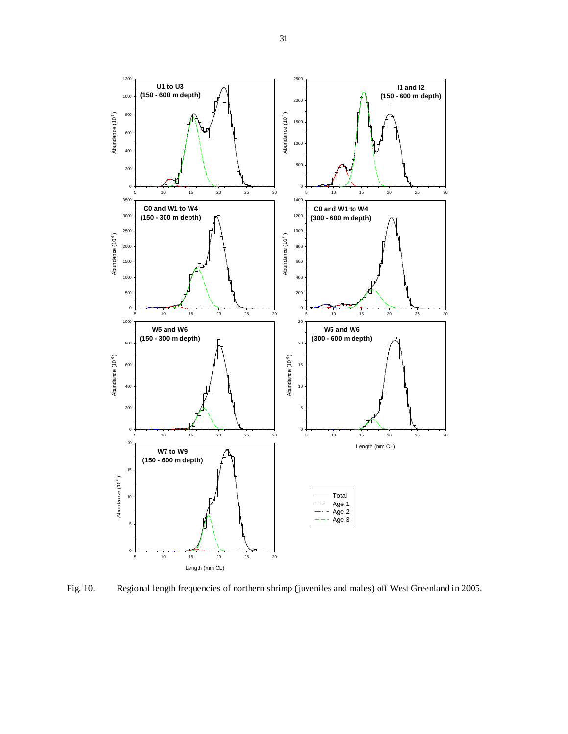U1 to U3
(150 - 600 m depth)

I1 and I2
(150 - 600 m depth)

C0 and W1 to W4
(150 - 300 m depth)

C0 and W1 to W4
(300 - 600 m depth)

W5 and W6
(150 - 300 m depth)

W5 and W6
(300 - 600 m depth)

W7 to W9
(150 - 600 m depth)

Abundance ($10^6$)

Length (mm CL)

Total
Age 1
Age 2
Age 3

Fig. 10. Regional length frequencies of northern shrimp (juveniles and males) off West Greenland in 2005.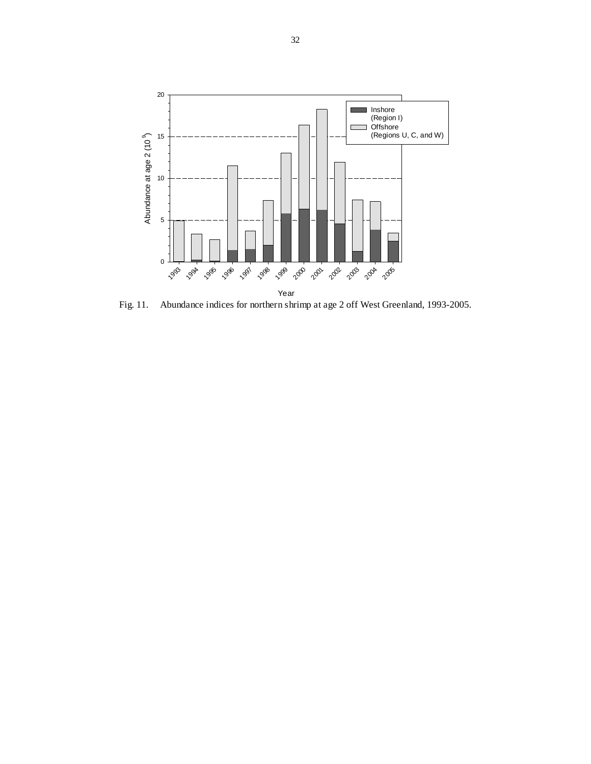20

15

10

5

0

Abundance at age 2 ($10^9$)

Inshore
(Region I)

Offshore
(Regions U, C, and W)

1993
1994
1995
1996
1997
1998
1999
2000
2001
2002
2003
2004
2005

Year

Fig. 11. Abundance indices for northern shrimp at age 2 off West Greenland, 1993-2005.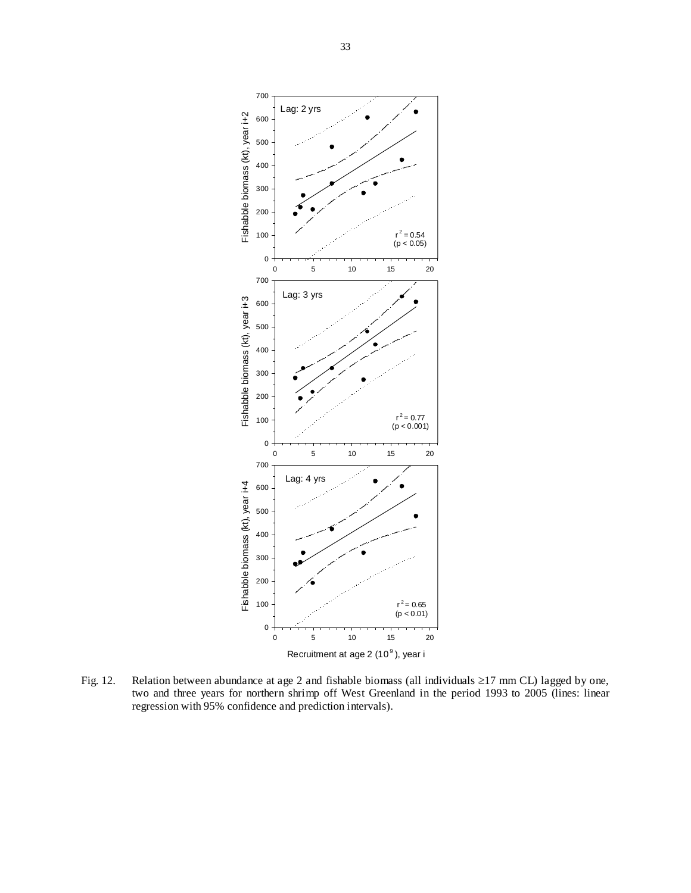Lag: 2 yrs

Fishabble biomass (kt), year i+2

700
600
500
400
300
200
100
0

0 5 10 15 20

$r^2 = 0.54$
($p < 0.05$)

Lag: 3 yrs

Fishabble biomass (kt), year i+3

700
600
500
400
300
200
100
0

0 5 10 15 20

$r^2 = 0.77$
($p < 0.001$)

Lag: 4 yrs

Fishabble biomass (kt), year i+4

700
600
500
400
300
200
100
0

0 5 10 15 20

$r^2 = 0.65$
($p < 0.01$)

Recruitment at age 2 ($10^9$), year i

Fig. 12. Relation between abundance at age 2 and fishable biomass (all individuals ≥17 mm CL) lagged by one, two and three years for northern shrimp off West Greenland in the period 1993 to 2005 (lines: linear regression with 95% confidence and prediction intervals).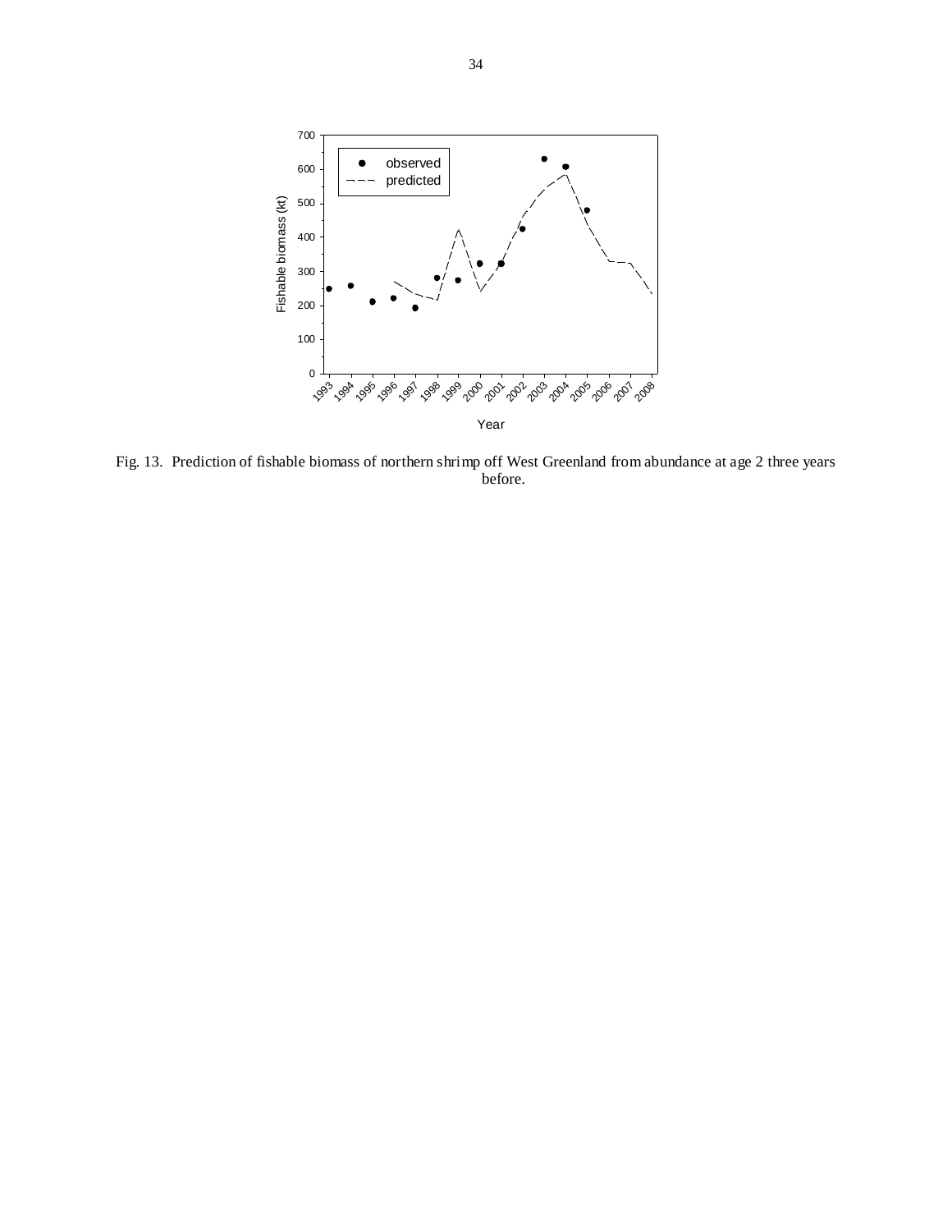700
600
500
400
300
200
100
0

Fishable biomass (kt)

observed
predicted

1993 1994 1995 1996 1997 1998 1999 2000 2001 2002 2003 2004 2005 2006 2007 2008

Year

Fig. 13. Prediction of fishable biomass of northern shrimp off West Greenland from abundance at age 2 three years before.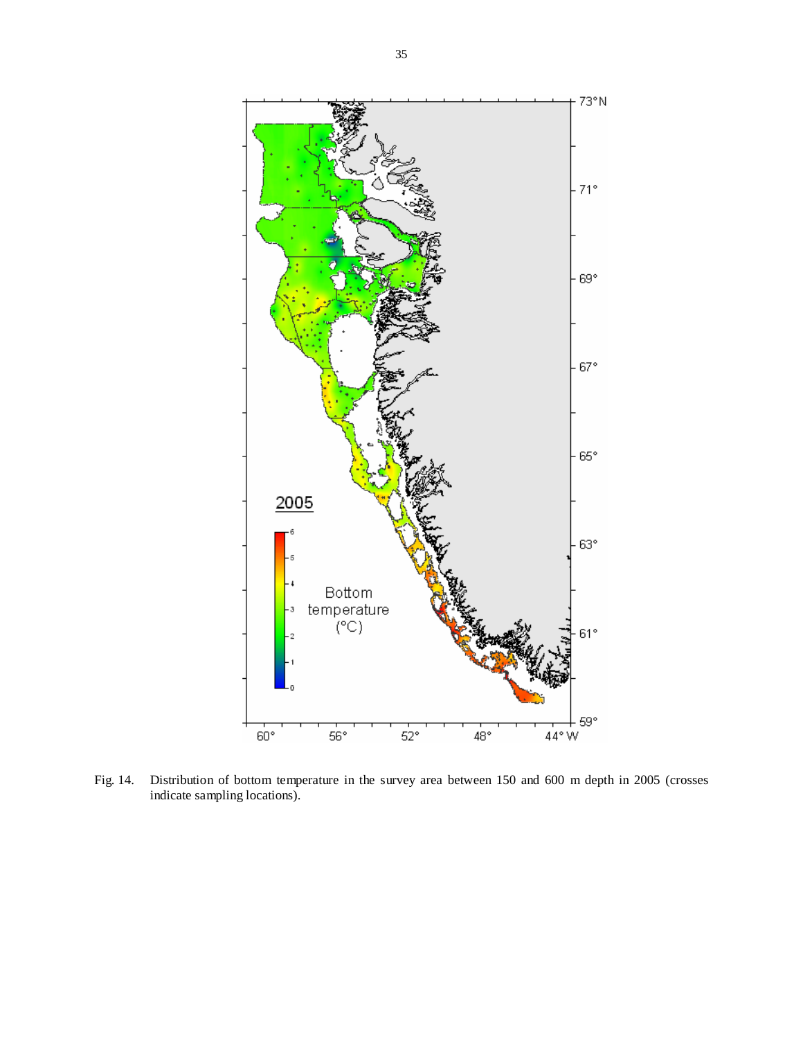73°N

71°

69°

67°

65°

63°

61°

59°

60°

56°

52°

48°

44° W

2005

6

5

4

3

2

1

0

Bottom temperature (°C)

Fig. 14. Distribution of bottom temperature in the survey area between 150 and 600 m depth in 2005 (crosses indicate sampling locations).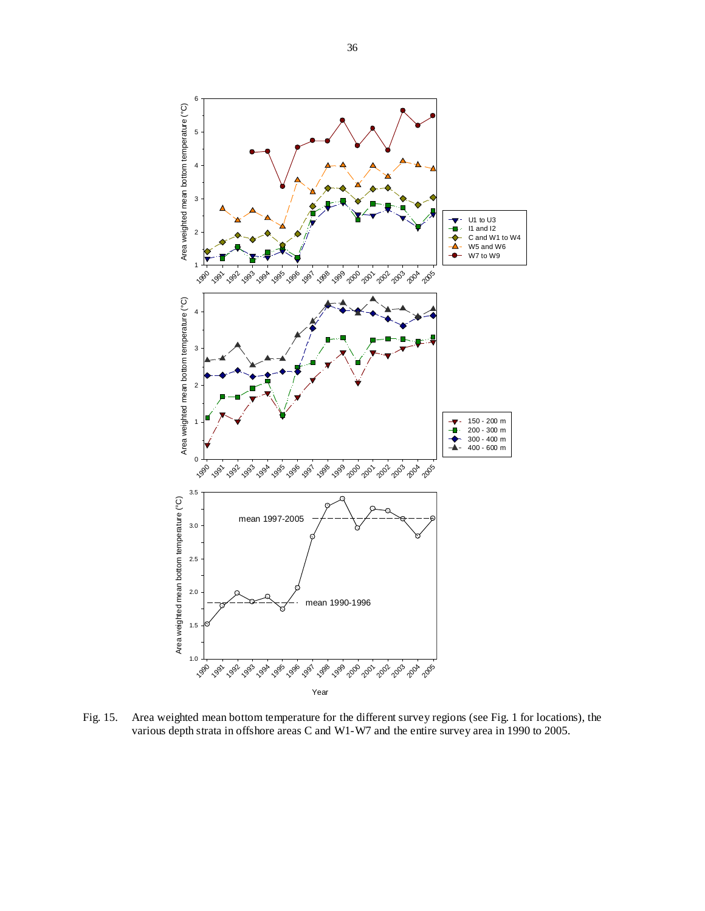Area weighted mean bottom temperature (°C)

U1 to U3
I1 and I2
C and W1 to W4
W5 and W6
W7 to W9

Area weighted mean bottom temperature (°C)

150 - 200 m
200 - 300 m
300 - 400 m
400 - 600 m

Area weighted mean bottom temperature (°C)

mean 1997-2005

mean 1990-1996

1990 1991 1992 1993 1994 1995 1996 1997 1998 1999 2000 2001 2002 2003 2004 2005

Year

Fig. 15. Area weighted mean bottom temperature for the different survey regions (see Fig. 1 for locations), the various depth strata in offshore areas C and W1-W7 and the entire survey area in 1990 to 2005.